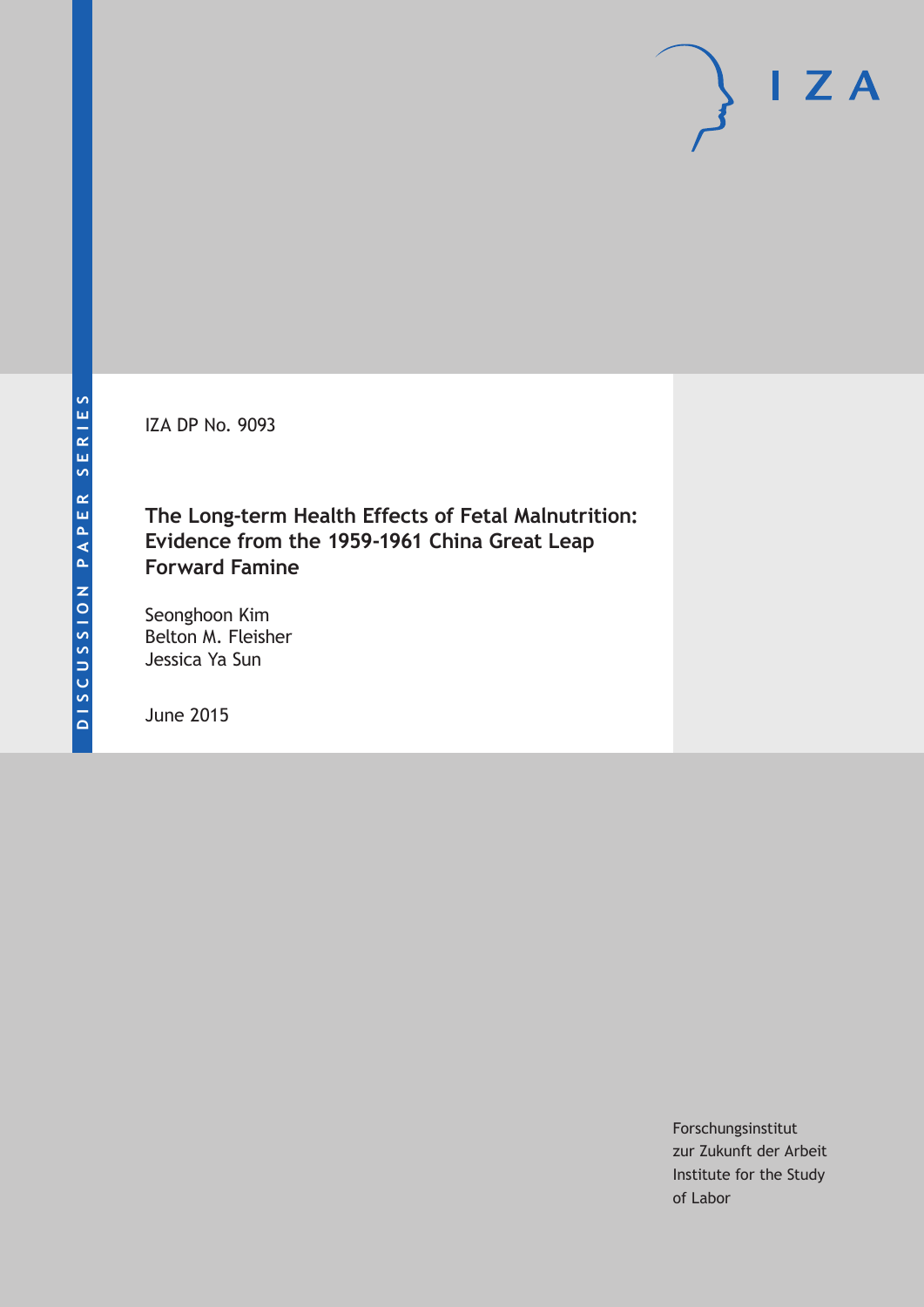DISCUSSION PAPER SERIES

IZA

IZA DP No. 9093

# The Long-term Health Effects of Fetal Malnutrition: Evidence from the 1959-1961 China Great Leap Forward Famine

Seonghoon Kim
Belton M. Fleisher
Jessica Ya Sun

June 2015

Forschungsinstitut
zur Zukunft der Arbeit
Institute for the Study
of Labor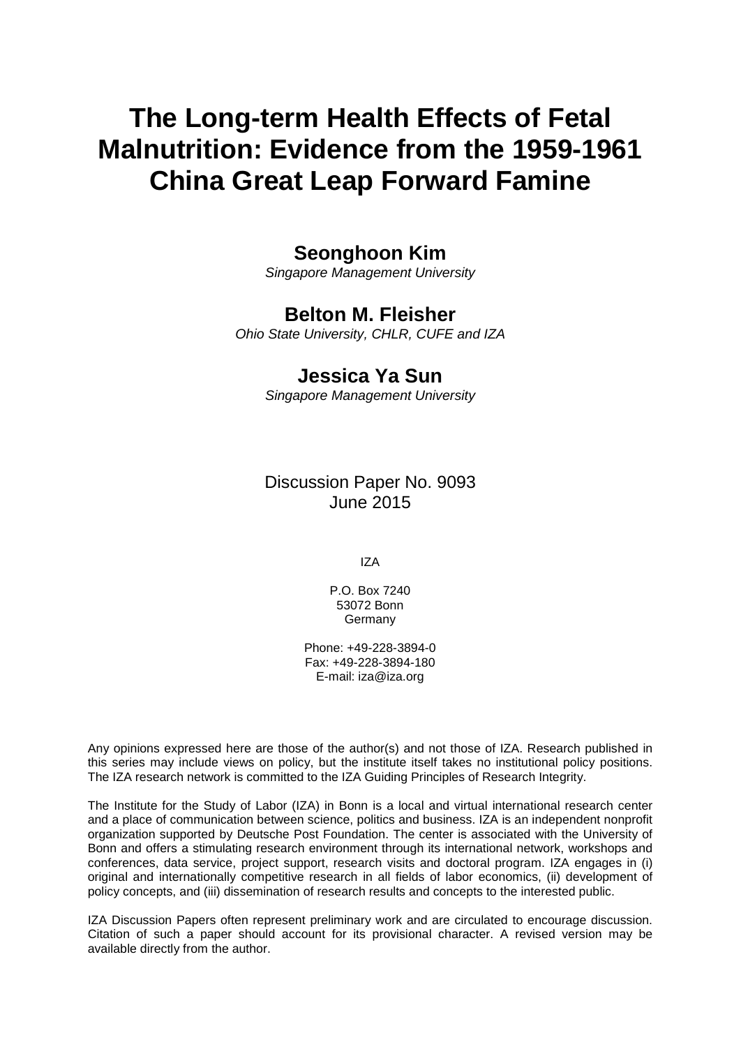# The Long-term Health Effects of Fetal Malnutrition: Evidence from the 1959-1961 China Great Leap Forward Famine

**Seonghoon Kim**
*Singapore Management University*

**Belton M. Fleisher**
*Ohio State University, CHLR, CUFE and IZA*

**Jessica Ya Sun**
*Singapore Management University*

Discussion Paper No. 9093
June 2015

IZA

P.O. Box 7240
53072 Bonn
Germany

Phone: +49-228-3894-0
Fax: +49-228-3894-180
E-mail: iza@iza.org

Any opinions expressed here are those of the author(s) and not those of IZA. Research published in this series may include views on policy, but the institute itself takes no institutional policy positions. The IZA research network is committed to the IZA Guiding Principles of Research Integrity.

The Institute for the Study of Labor (IZA) in Bonn is a local and virtual international research center and a place of communication between science, politics and business. IZA is an independent nonprofit organization supported by Deutsche Post Foundation. The center is associated with the University of Bonn and offers a stimulating research environment through its international network, workshops and conferences, data service, project support, research visits and doctoral program. IZA engages in (i) original and internationally competitive research in all fields of labor economics, (ii) development of policy concepts, and (iii) dissemination of research results and concepts to the interested public.

IZA Discussion Papers often represent preliminary work and are circulated to encourage discussion. Citation of such a paper should account for its provisional character. A revised version may be available directly from the author.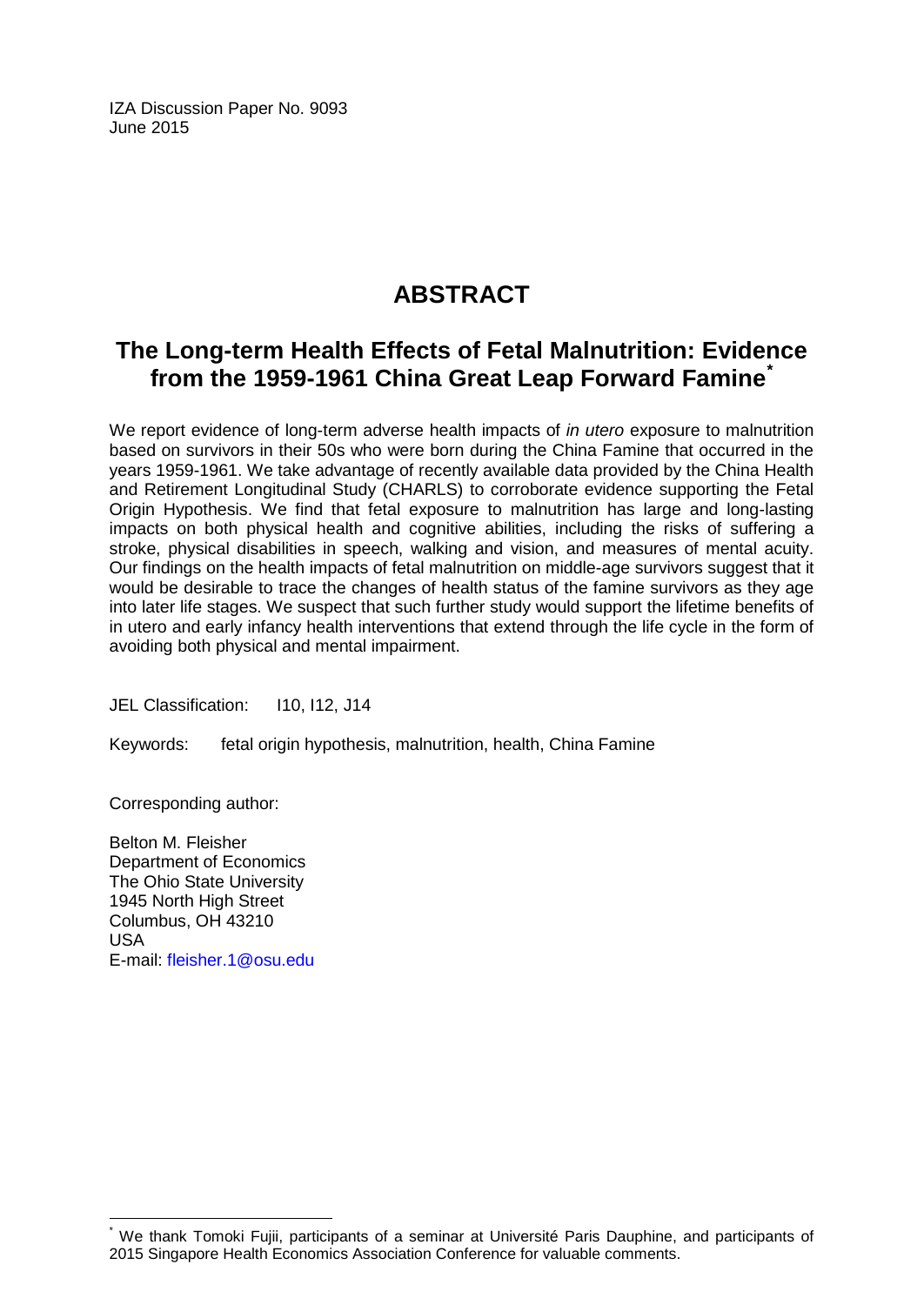IZA Discussion Paper No. 9093
June 2015

# ABSTRACT

## The Long-term Health Effects of Fetal Malnutrition: Evidence from the 1959-1961 China Great Leap Forward Famine*

We report evidence of long-term adverse health impacts of *in utero* exposure to malnutrition based on survivors in their 50s who were born during the China Famine that occurred in the years 1959-1961. We take advantage of recently available data provided by the China Health and Retirement Longitudinal Study (CHARLS) to corroborate evidence supporting the Fetal Origin Hypothesis. We find that fetal exposure to malnutrition has large and long-lasting impacts on both physical health and cognitive abilities, including the risks of suffering a stroke, physical disabilities in speech, walking and vision, and measures of mental acuity. Our findings on the health impacts of fetal malnutrition on middle-age survivors suggest that it would be desirable to trace the changes of health status of the famine survivors as they age into later life stages. We suspect that such further study would support the lifetime benefits of in utero and early infancy health interventions that extend through the life cycle in the form of avoiding both physical and mental impairment.

JEL Classification: I10, I12, J14

Keywords: fetal origin hypothesis, malnutrition, health, China Famine

Corresponding author:

Belton M. Fleisher
Department of Economics
The Ohio State University
1945 North High Street
Columbus, OH 43210
USA
E-mail: fleisher.1@osu.edu

---

* We thank Tomoki Fujii, participants of a seminar at Université Paris Dauphine, and participants of 2015 Singapore Health Economics Association Conference for valuable comments.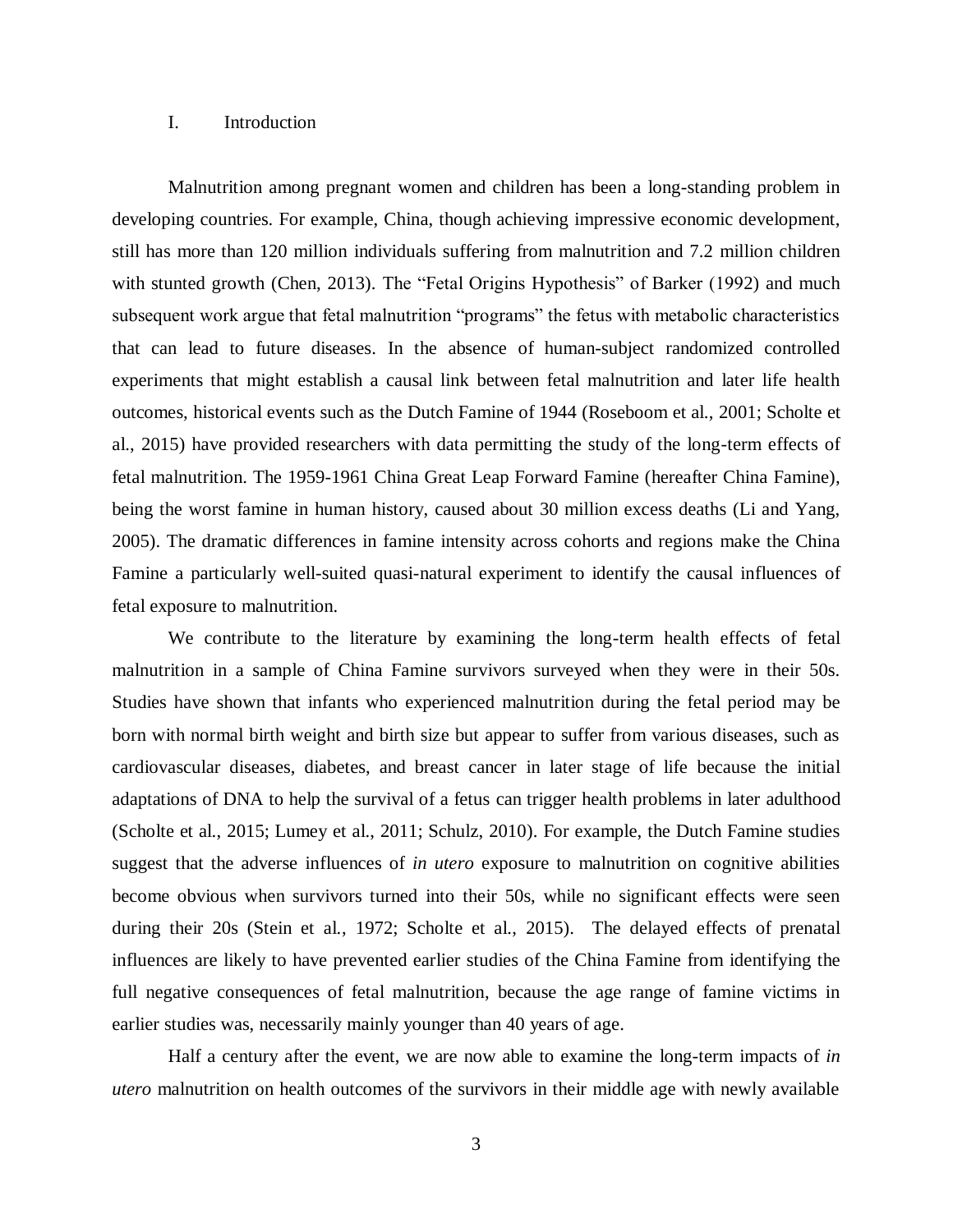# I. Introduction

Malnutrition among pregnant women and children has been a long-standing problem in developing countries. For example, China, though achieving impressive economic development, still has more than 120 million individuals suffering from malnutrition and 7.2 million children with stunted growth (Chen, 2013). The "Fetal Origins Hypothesis" of Barker (1992) and much subsequent work argue that fetal malnutrition "programs" the fetus with metabolic characteristics that can lead to future diseases. In the absence of human-subject randomized controlled experiments that might establish a causal link between fetal malnutrition and later life health outcomes, historical events such as the Dutch Famine of 1944 (Roseboom et al., 2001; Scholte et al., 2015) have provided researchers with data permitting the study of the long-term effects of fetal malnutrition. The 1959-1961 China Great Leap Forward Famine (hereafter China Famine), being the worst famine in human history, caused about 30 million excess deaths (Li and Yang, 2005). The dramatic differences in famine intensity across cohorts and regions make the China Famine a particularly well-suited quasi-natural experiment to identify the causal influences of fetal exposure to malnutrition.

We contribute to the literature by examining the long-term health effects of fetal malnutrition in a sample of China Famine survivors surveyed when they were in their 50s. Studies have shown that infants who experienced malnutrition during the fetal period may be born with normal birth weight and birth size but appear to suffer from various diseases, such as cardiovascular diseases, diabetes, and breast cancer in later stage of life because the initial adaptations of DNA to help the survival of a fetus can trigger health problems in later adulthood (Scholte et al., 2015; Lumey et al., 2011; Schulz, 2010). For example, the Dutch Famine studies suggest that the adverse influences of *in utero* exposure to malnutrition on cognitive abilities become obvious when survivors turned into their 50s, while no significant effects were seen during their 20s (Stein et al., 1972; Scholte et al., 2015). The delayed effects of prenatal influences are likely to have prevented earlier studies of the China Famine from identifying the full negative consequences of fetal malnutrition, because the age range of famine victims in earlier studies was, necessarily mainly younger than 40 years of age.

Half a century after the event, we are now able to examine the long-term impacts of *in utero* malnutrition on health outcomes of the survivors in their middle age with newly available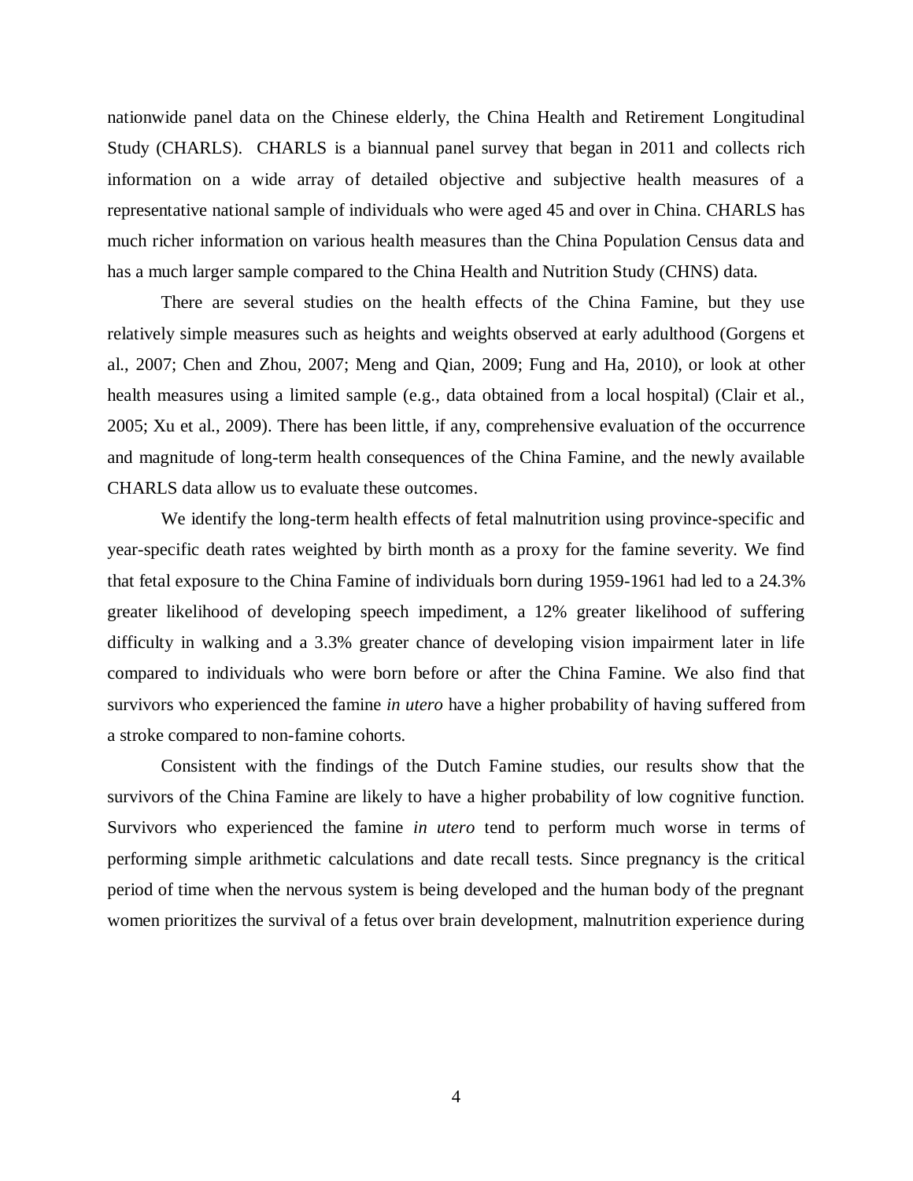nationwide panel data on the Chinese elderly, the China Health and Retirement Longitudinal Study (CHARLS). CHARLS is a biannual panel survey that began in 2011 and collects rich information on a wide array of detailed objective and subjective health measures of a representative national sample of individuals who were aged 45 and over in China. CHARLS has much richer information on various health measures than the China Population Census data and has a much larger sample compared to the China Health and Nutrition Study (CHNS) data.

There are several studies on the health effects of the China Famine, but they use relatively simple measures such as heights and weights observed at early adulthood (Gorgens et al., 2007; Chen and Zhou, 2007; Meng and Qian, 2009; Fung and Ha, 2010), or look at other health measures using a limited sample (e.g., data obtained from a local hospital) (Clair et al., 2005; Xu et al., 2009). There has been little, if any, comprehensive evaluation of the occurrence and magnitude of long-term health consequences of the China Famine, and the newly available CHARLS data allow us to evaluate these outcomes.

We identify the long-term health effects of fetal malnutrition using province-specific and year-specific death rates weighted by birth month as a proxy for the famine severity. We find that fetal exposure to the China Famine of individuals born during 1959-1961 had led to a 24.3% greater likelihood of developing speech impediment, a 12% greater likelihood of suffering difficulty in walking and a 3.3% greater chance of developing vision impairment later in life compared to individuals who were born before or after the China Famine. We also find that survivors who experienced the famine *in utero* have a higher probability of having suffered from a stroke compared to non-famine cohorts.

Consistent with the findings of the Dutch Famine studies, our results show that the survivors of the China Famine are likely to have a higher probability of low cognitive function. Survivors who experienced the famine *in utero* tend to perform much worse in terms of performing simple arithmetic calculations and date recall tests. Since pregnancy is the critical period of time when the nervous system is being developed and the human body of the pregnant women prioritizes the survival of a fetus over brain development, malnutrition experience during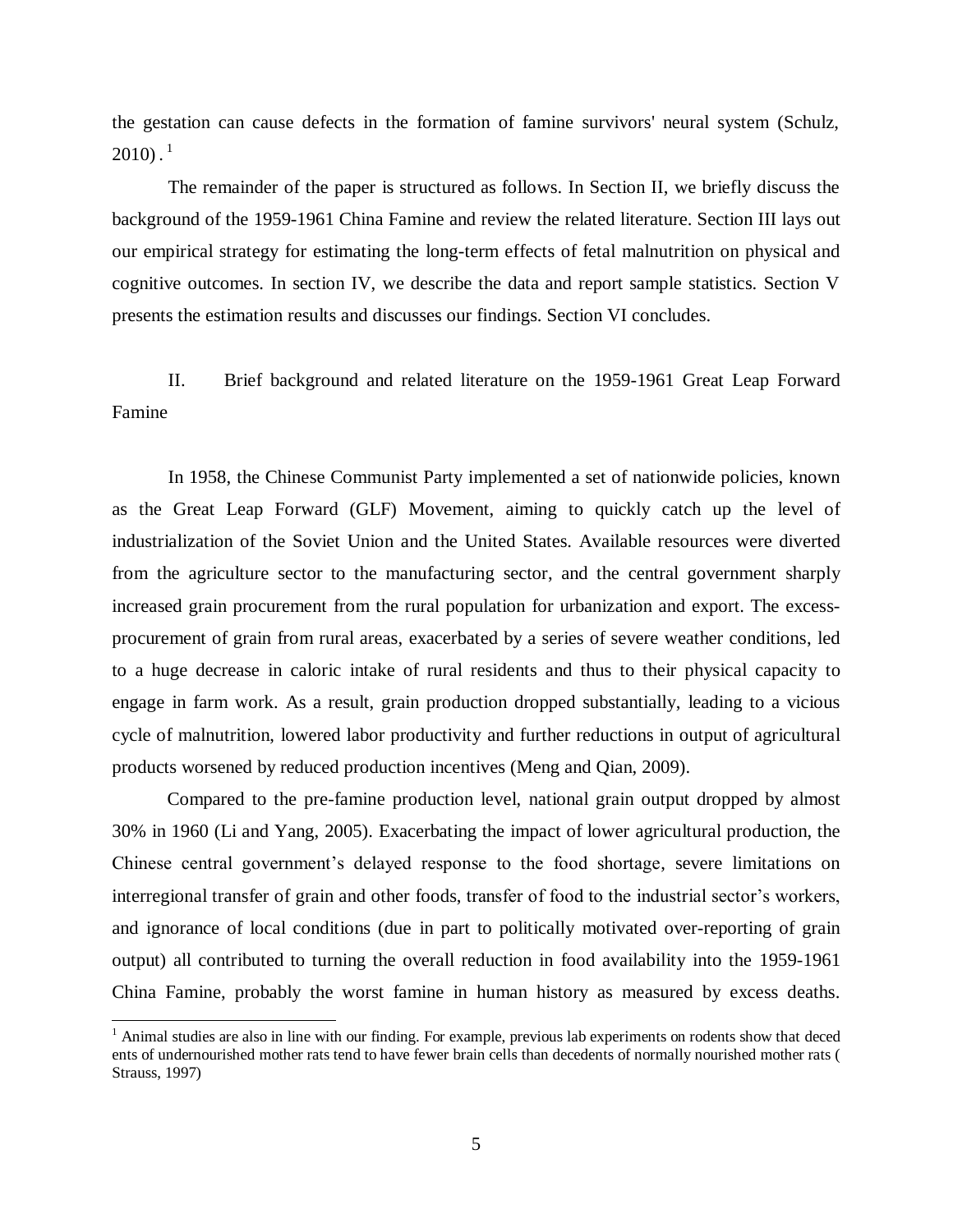the gestation can cause defects in the formation of famine survivors' neural system (Schulz, 2010).[1]

The remainder of the paper is structured as follows. In Section II, we briefly discuss the background of the 1959-1961 China Famine and review the related literature. Section III lays out our empirical strategy for estimating the long-term effects of fetal malnutrition on physical and cognitive outcomes. In section IV, we describe the data and report sample statistics. Section V presents the estimation results and discusses our findings. Section VI concludes.

## II. Brief background and related literature on the 1959-1961 Great Leap Forward Famine

In 1958, the Chinese Communist Party implemented a set of nationwide policies, known as the Great Leap Forward (GLF) Movement, aiming to quickly catch up the level of industrialization of the Soviet Union and the United States. Available resources were diverted from the agriculture sector to the manufacturing sector, and the central government sharply increased grain procurement from the rural population for urbanization and export. The excess-procurement of grain from rural areas, exacerbated by a series of severe weather conditions, led to a huge decrease in caloric intake of rural residents and thus to their physical capacity to engage in farm work. As a result, grain production dropped substantially, leading to a vicious cycle of malnutrition, lowered labor productivity and further reductions in output of agricultural products worsened by reduced production incentives (Meng and Qian, 2009).

Compared to the pre-famine production level, national grain output dropped by almost 30% in 1960 (Li and Yang, 2005). Exacerbating the impact of lower agricultural production, the Chinese central government's delayed response to the food shortage, severe limitations on interregional transfer of grain and other foods, transfer of food to the industrial sector's workers, and ignorance of local conditions (due in part to politically motivated over-reporting of grain output) all contributed to turning the overall reduction in food availability into the 1959-1961 China Famine, probably the worst famine in human history as measured by excess deaths.

[1] Animal studies are also in line with our finding. For example, previous lab experiments on rodents show that deced ents of undernourished mother rats tend to have fewer brain cells than decedents of normally nourished mother rats ( Strauss, 1997)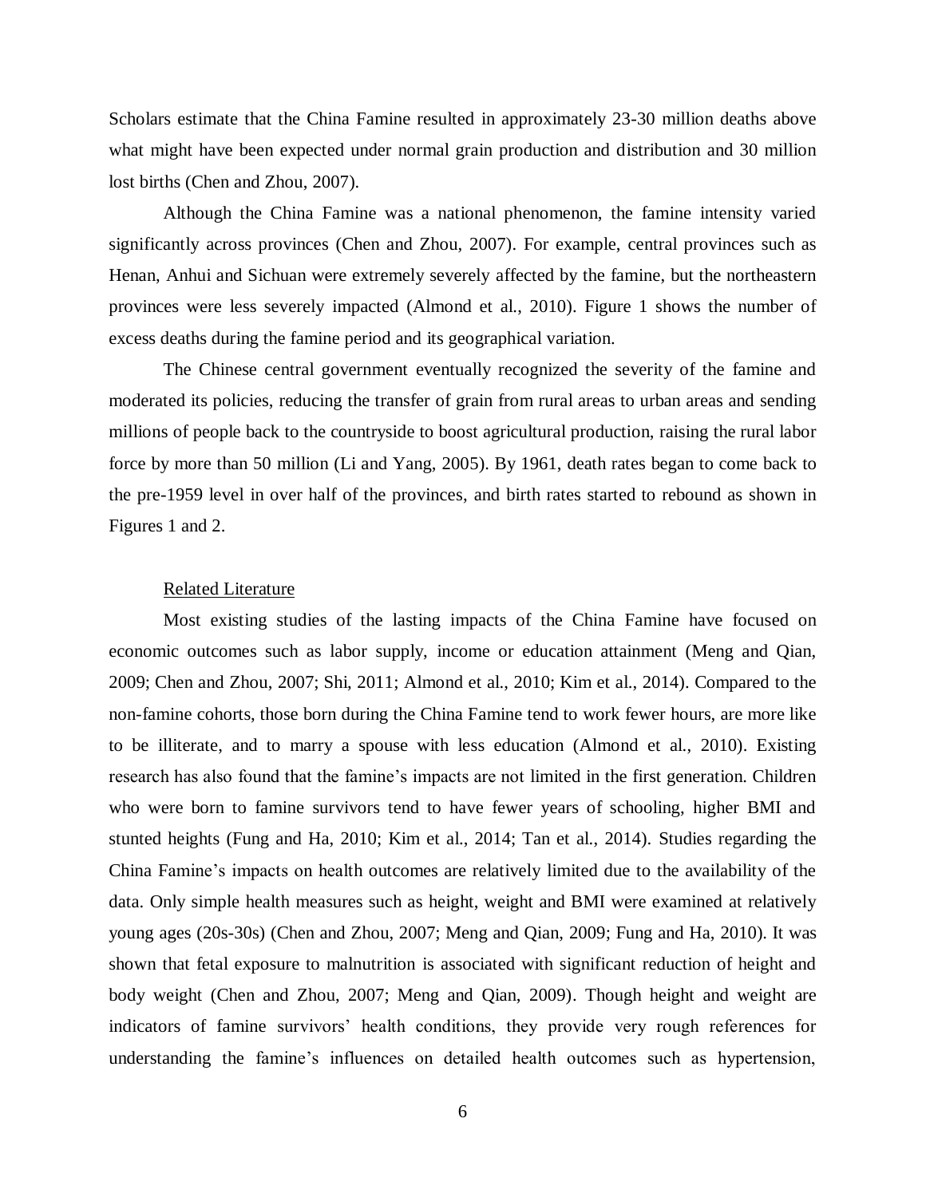Scholars estimate that the China Famine resulted in approximately 23-30 million deaths above what might have been expected under normal grain production and distribution and 30 million lost births (Chen and Zhou, 2007).

Although the China Famine was a national phenomenon, the famine intensity varied significantly across provinces (Chen and Zhou, 2007). For example, central provinces such as Henan, Anhui and Sichuan were extremely severely affected by the famine, but the northeastern provinces were less severely impacted (Almond et al., 2010). Figure 1 shows the number of excess deaths during the famine period and its geographical variation.

The Chinese central government eventually recognized the severity of the famine and moderated its policies, reducing the transfer of grain from rural areas to urban areas and sending millions of people back to the countryside to boost agricultural production, raising the rural labor force by more than 50 million (Li and Yang, 2005). By 1961, death rates began to come back to the pre-1959 level in over half of the provinces, and birth rates started to rebound as shown in Figures 1 and 2.

## Related Literature

Most existing studies of the lasting impacts of the China Famine have focused on economic outcomes such as labor supply, income or education attainment (Meng and Qian, 2009; Chen and Zhou, 2007; Shi, 2011; Almond et al., 2010; Kim et al., 2014). Compared to the non-famine cohorts, those born during the China Famine tend to work fewer hours, are more like to be illiterate, and to marry a spouse with less education (Almond et al., 2010). Existing research has also found that the famine's impacts are not limited in the first generation. Children who were born to famine survivors tend to have fewer years of schooling, higher BMI and stunted heights (Fung and Ha, 2010; Kim et al., 2014; Tan et al., 2014). Studies regarding the China Famine's impacts on health outcomes are relatively limited due to the availability of the data. Only simple health measures such as height, weight and BMI were examined at relatively young ages (20s-30s) (Chen and Zhou, 2007; Meng and Qian, 2009; Fung and Ha, 2010). It was shown that fetal exposure to malnutrition is associated with significant reduction of height and body weight (Chen and Zhou, 2007; Meng and Qian, 2009). Though height and weight are indicators of famine survivors' health conditions, they provide very rough references for understanding the famine's influences on detailed health outcomes such as hypertension,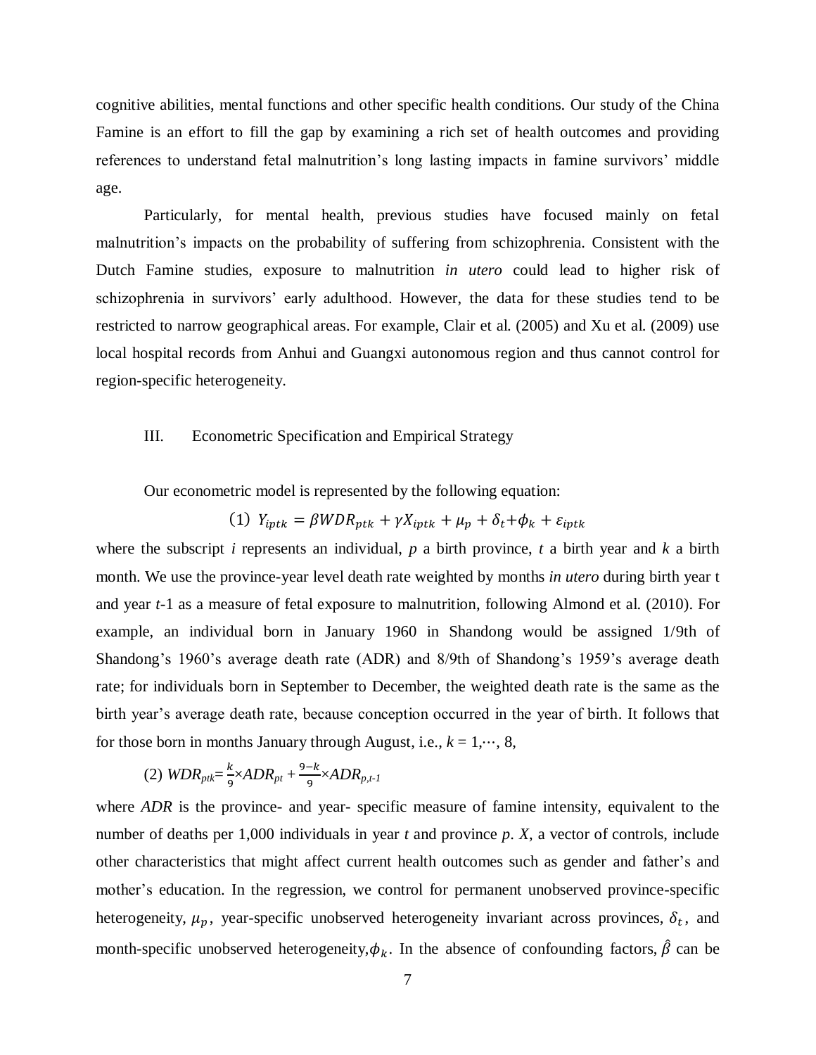cognitive abilities, mental functions and other specific health conditions. Our study of the China Famine is an effort to fill the gap by examining a rich set of health outcomes and providing references to understand fetal malnutrition's long lasting impacts in famine survivors' middle age.

Particularly, for mental health, previous studies have focused mainly on fetal malnutrition's impacts on the probability of suffering from schizophrenia. Consistent with the Dutch Famine studies, exposure to malnutrition *in utero* could lead to higher risk of schizophrenia in survivors' early adulthood. However, the data for these studies tend to be restricted to narrow geographical areas. For example, Clair et al. (2005) and Xu et al. (2009) use local hospital records from Anhui and Guangxi autonomous region and thus cannot control for region-specific heterogeneity.

## III. Econometric Specification and Empirical Strategy

Our econometric model is represented by the following equation:

$$(1)\ Y_{iptk} = \beta WDR_{ptk} + \gamma X_{iptk} + \mu_p + \delta_t + \phi_k + \varepsilon_{iptk}$$

where the subscript *i* represents an individual, *p* a birth province, *t* a birth year and *k* a birth month. We use the province-year level death rate weighted by months *in utero* during birth year t and year *t*-1 as a measure of fetal exposure to malnutrition, following Almond et al. (2010). For example, an individual born in January 1960 in Shandong would be assigned 1/9th of Shandong's 1960's average death rate (ADR) and 8/9th of Shandong's 1959's average death rate; for individuals born in September to December, the weighted death rate is the same as the birth year's average death rate, because conception occurred in the year of birth. It follows that for those born in months January through August, i.e., $k = 1,\cdots, 8$,

$$(2)\ WDR_{ptk} = \frac{k}{9} \times ADR_{pt} + \frac{9-k}{9} \times ADR_{p,t-1}$$

where *ADR* is the province- and year- specific measure of famine intensity, equivalent to the number of deaths per 1,000 individuals in year *t* and province *p*. *X*, a vector of controls, include other characteristics that might affect current health outcomes such as gender and father's and mother's education. In the regression, we control for permanent unobserved province-specific heterogeneity, $\mu_p$, year-specific unobserved heterogeneity invariant across provinces, $\delta_t$, and month-specific unobserved heterogeneity, $\phi_k$. In the absence of confounding factors, $\hat{\beta}$ can be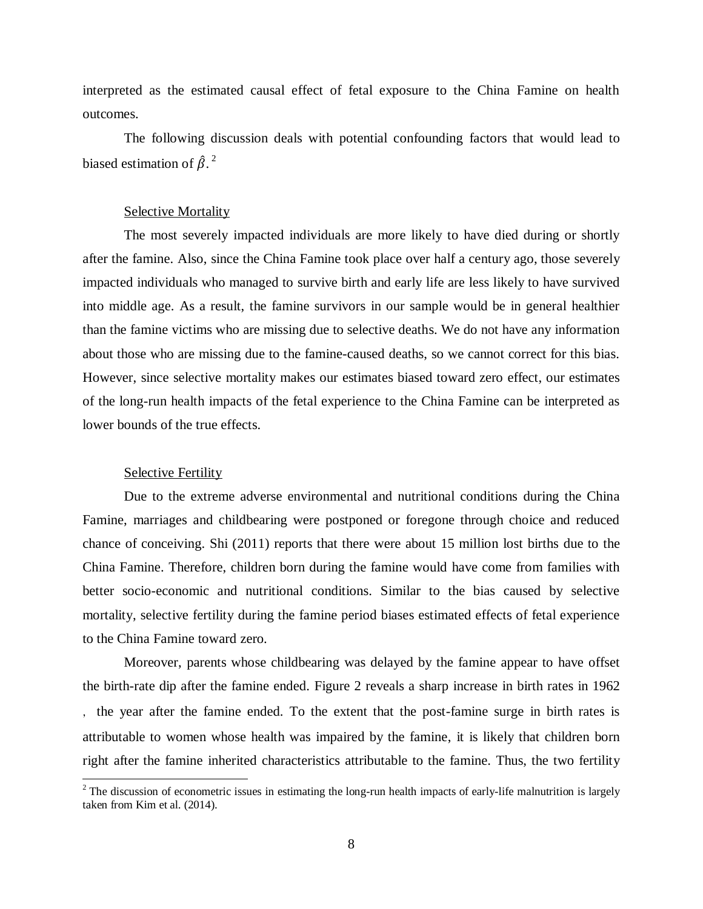interpreted as the estimated causal effect of fetal exposure to the China Famine on health outcomes.

The following discussion deals with potential confounding factors that would lead to biased estimation of $\hat{\beta}$.[2]

Selective Mortality

The most severely impacted individuals are more likely to have died during or shortly after the famine. Also, since the China Famine took place over half a century ago, those severely impacted individuals who managed to survive birth and early life are less likely to have survived into middle age. As a result, the famine survivors in our sample would be in general healthier than the famine victims who are missing due to selective deaths. We do not have any information about those who are missing due to the famine-caused deaths, so we cannot correct for this bias. However, since selective mortality makes our estimates biased toward zero effect, our estimates of the long-run health impacts of the fetal experience to the China Famine can be interpreted as lower bounds of the true effects.

Selective Fertility

Due to the extreme adverse environmental and nutritional conditions during the China Famine, marriages and childbearing were postponed or foregone through choice and reduced chance of conceiving. Shi (2011) reports that there were about 15 million lost births due to the China Famine. Therefore, children born during the famine would have come from families with better socio-economic and nutritional conditions. Similar to the bias caused by selective mortality, selective fertility during the famine period biases estimated effects of fetal experience to the China Famine toward zero.

Moreover, parents whose childbearing was delayed by the famine appear to have offset the birth-rate dip after the famine ended. Figure 2 reveals a sharp increase in birth rates in 1962 , the year after the famine ended. To the extent that the post-famine surge in birth rates is attributable to women whose health was impaired by the famine, it is likely that children born right after the famine inherited characteristics attributable to the famine. Thus, the two fertility

[2] The discussion of econometric issues in estimating the long-run health impacts of early-life malnutrition is largely taken from Kim et al. (2014).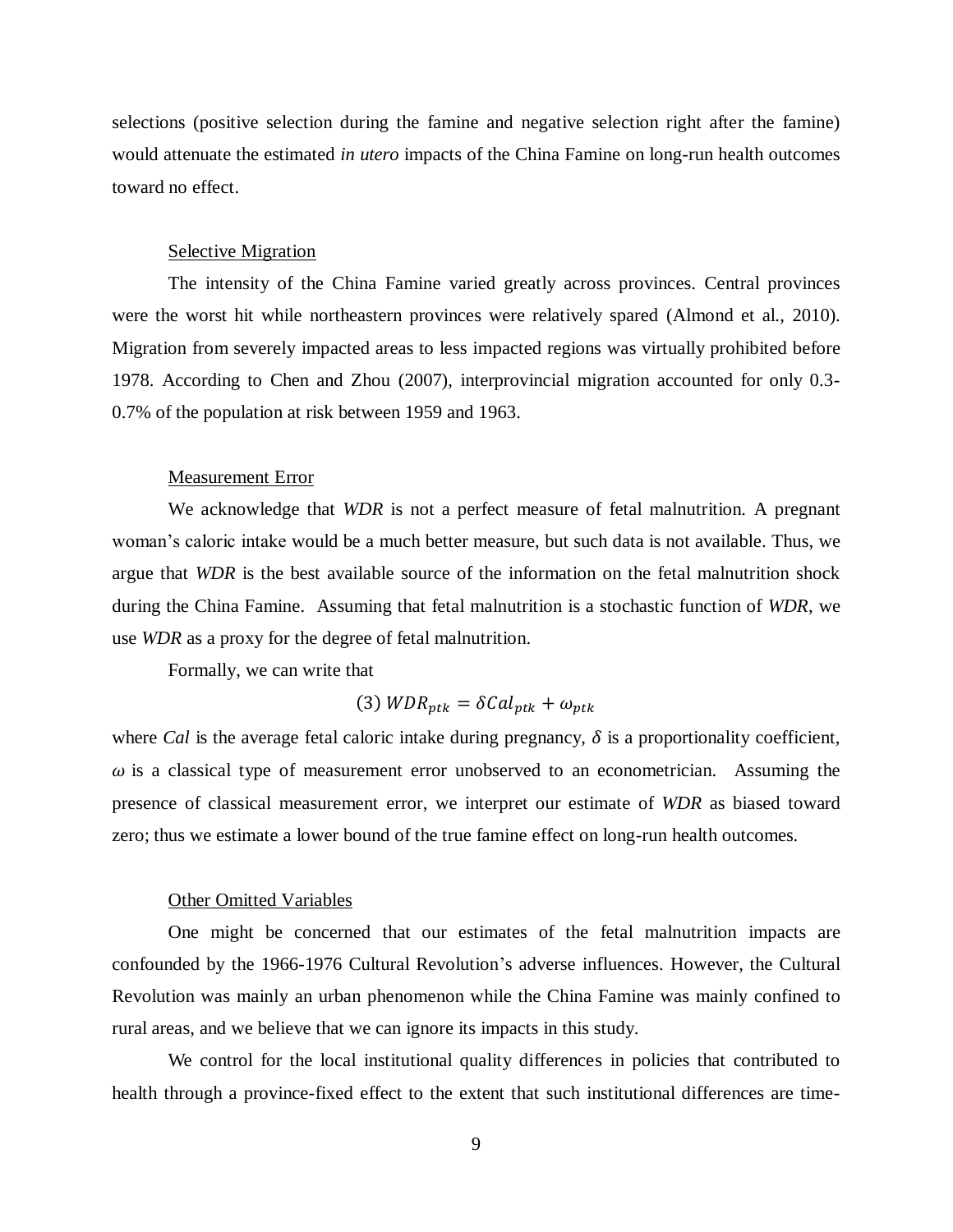selections (positive selection during the famine and negative selection right after the famine) would attenuate the estimated *in utero* impacts of the China Famine on long-run health outcomes toward no effect.

### Selective Migration

The intensity of the China Famine varied greatly across provinces. Central provinces were the worst hit while northeastern provinces were relatively spared (Almond et al., 2010). Migration from severely impacted areas to less impacted regions was virtually prohibited before 1978. According to Chen and Zhou (2007), interprovincial migration accounted for only 0.3-0.7% of the population at risk between 1959 and 1963.

### Measurement Error

We acknowledge that *WDR* is not a perfect measure of fetal malnutrition. A pregnant woman's caloric intake would be a much better measure, but such data is not available. Thus, we argue that *WDR* is the best available source of the information on the fetal malnutrition shock during the China Famine. Assuming that fetal malnutrition is a stochastic function of *WDR*, we use *WDR* as a proxy for the degree of fetal malnutrition.

Formally, we can write that

$$(3)\ WDR_{ptk} = \delta Cal_{ptk} + \omega_{ptk}$$

where *Cal* is the average fetal caloric intake during pregnancy, $\delta$ is a proportionality coefficient, $\omega$ is a classical type of measurement error unobserved to an econometrician. Assuming the presence of classical measurement error, we interpret our estimate of *WDR* as biased toward zero; thus we estimate a lower bound of the true famine effect on long-run health outcomes.

### Other Omitted Variables

One might be concerned that our estimates of the fetal malnutrition impacts are confounded by the 1966-1976 Cultural Revolution's adverse influences. However, the Cultural Revolution was mainly an urban phenomenon while the China Famine was mainly confined to rural areas, and we believe that we can ignore its impacts in this study.

We control for the local institutional quality differences in policies that contributed to health through a province-fixed effect to the extent that such institutional differences are time-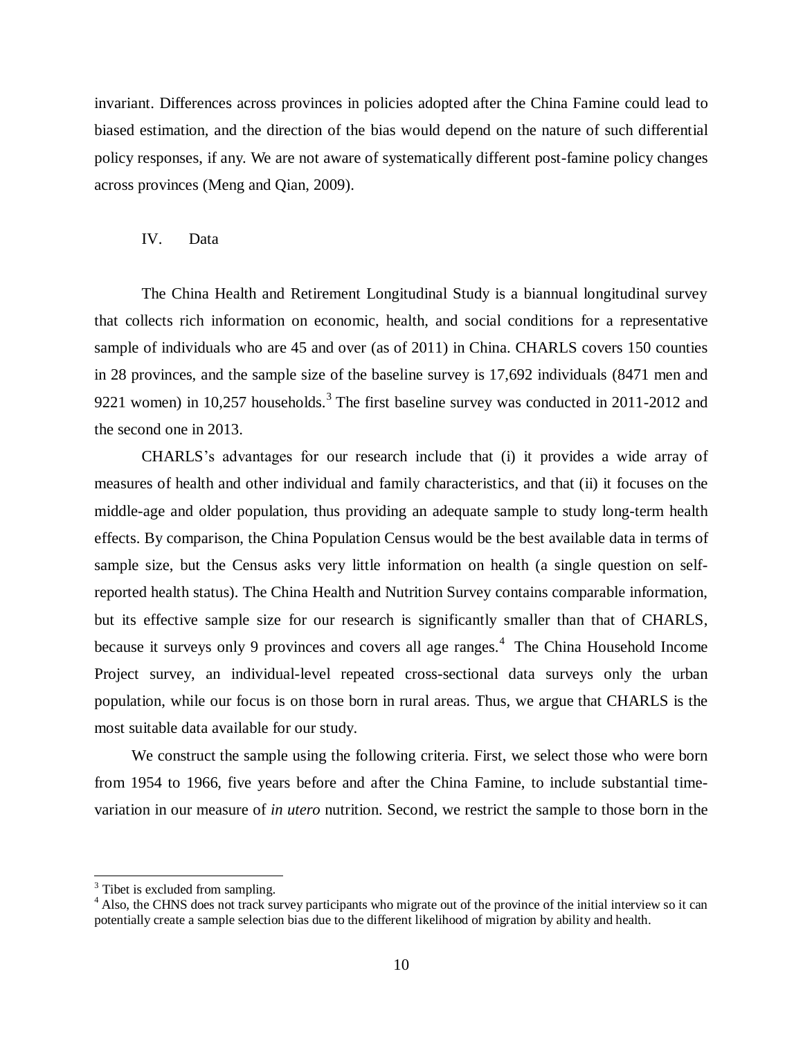invariant. Differences across provinces in policies adopted after the China Famine could lead to biased estimation, and the direction of the bias would depend on the nature of such differential policy responses, if any. We are not aware of systematically different post-famine policy changes across provinces (Meng and Qian, 2009).

## IV. Data

The China Health and Retirement Longitudinal Study is a biannual longitudinal survey that collects rich information on economic, health, and social conditions for a representative sample of individuals who are 45 and over (as of 2011) in China. CHARLS covers 150 counties in 28 provinces, and the sample size of the baseline survey is 17,692 individuals (8471 men and 9221 women) in 10,257 households.[3] The first baseline survey was conducted in 2011-2012 and the second one in 2013.

CHARLS's advantages for our research include that (i) it provides a wide array of measures of health and other individual and family characteristics, and that (ii) it focuses on the middle-age and older population, thus providing an adequate sample to study long-term health effects. By comparison, the China Population Census would be the best available data in terms of sample size, but the Census asks very little information on health (a single question on self-reported health status). The China Health and Nutrition Survey contains comparable information, but its effective sample size for our research is significantly smaller than that of CHARLS, because it surveys only 9 provinces and covers all age ranges.[4] The China Household Income Project survey, an individual-level repeated cross-sectional data surveys only the urban population, while our focus is on those born in rural areas. Thus, we argue that CHARLS is the most suitable data available for our study.

We construct the sample using the following criteria. First, we select those who were born from 1954 to 1966, five years before and after the China Famine, to include substantial time-variation in our measure of *in utero* nutrition. Second, we restrict the sample to those born in the

---

[3] Tibet is excluded from sampling.

[4] Also, the CHNS does not track survey participants who migrate out of the province of the initial interview so it can potentially create a sample selection bias due to the different likelihood of migration by ability and health.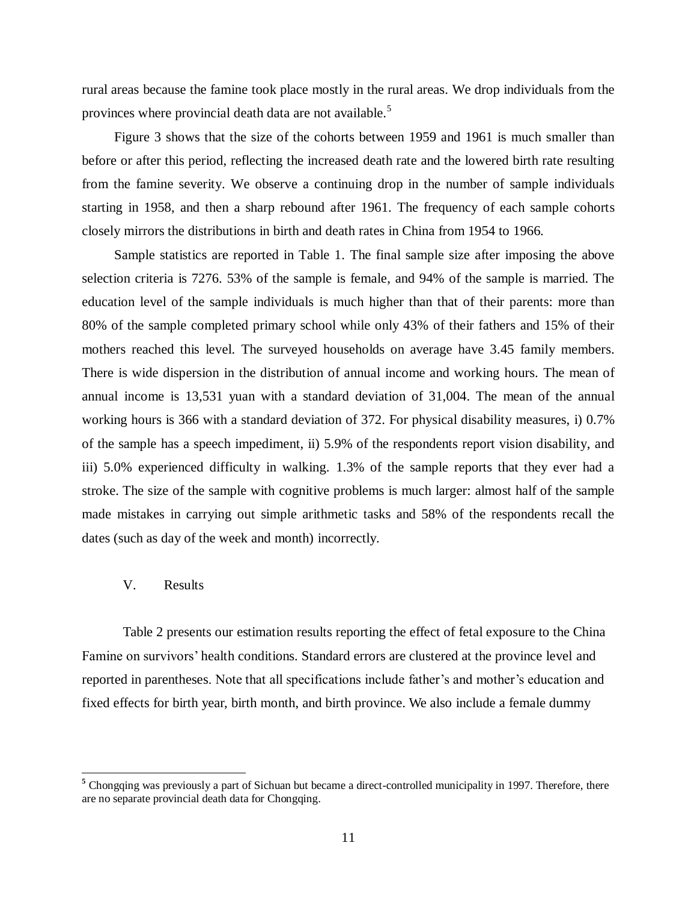rural areas because the famine took place mostly in the rural areas. We drop individuals from the provinces where provincial death data are not available.[5]

Figure 3 shows that the size of the cohorts between 1959 and 1961 is much smaller than before or after this period, reflecting the increased death rate and the lowered birth rate resulting from the famine severity. We observe a continuing drop in the number of sample individuals starting in 1958, and then a sharp rebound after 1961. The frequency of each sample cohorts closely mirrors the distributions in birth and death rates in China from 1954 to 1966.

Sample statistics are reported in Table 1. The final sample size after imposing the above selection criteria is 7276. 53% of the sample is female, and 94% of the sample is married. The education level of the sample individuals is much higher than that of their parents: more than 80% of the sample completed primary school while only 43% of their fathers and 15% of their mothers reached this level. The surveyed households on average have 3.45 family members. There is wide dispersion in the distribution of annual income and working hours. The mean of annual income is 13,531 yuan with a standard deviation of 31,004. The mean of the annual working hours is 366 with a standard deviation of 372. For physical disability measures, i) 0.7% of the sample has a speech impediment, ii) 5.9% of the respondents report vision disability, and iii) 5.0% experienced difficulty in walking. 1.3% of the sample reports that they ever had a stroke. The size of the sample with cognitive problems is much larger: almost half of the sample made mistakes in carrying out simple arithmetic tasks and 58% of the respondents recall the dates (such as day of the week and month) incorrectly.

## V. Results

Table 2 presents our estimation results reporting the effect of fetal exposure to the China Famine on survivors' health conditions. Standard errors are clustered at the province level and reported in parentheses. Note that all specifications include father's and mother's education and fixed effects for birth year, birth month, and birth province. We also include a female dummy

[5] Chongqing was previously a part of Sichuan but became a direct-controlled municipality in 1997. Therefore, there are no separate provincial death data for Chongqing.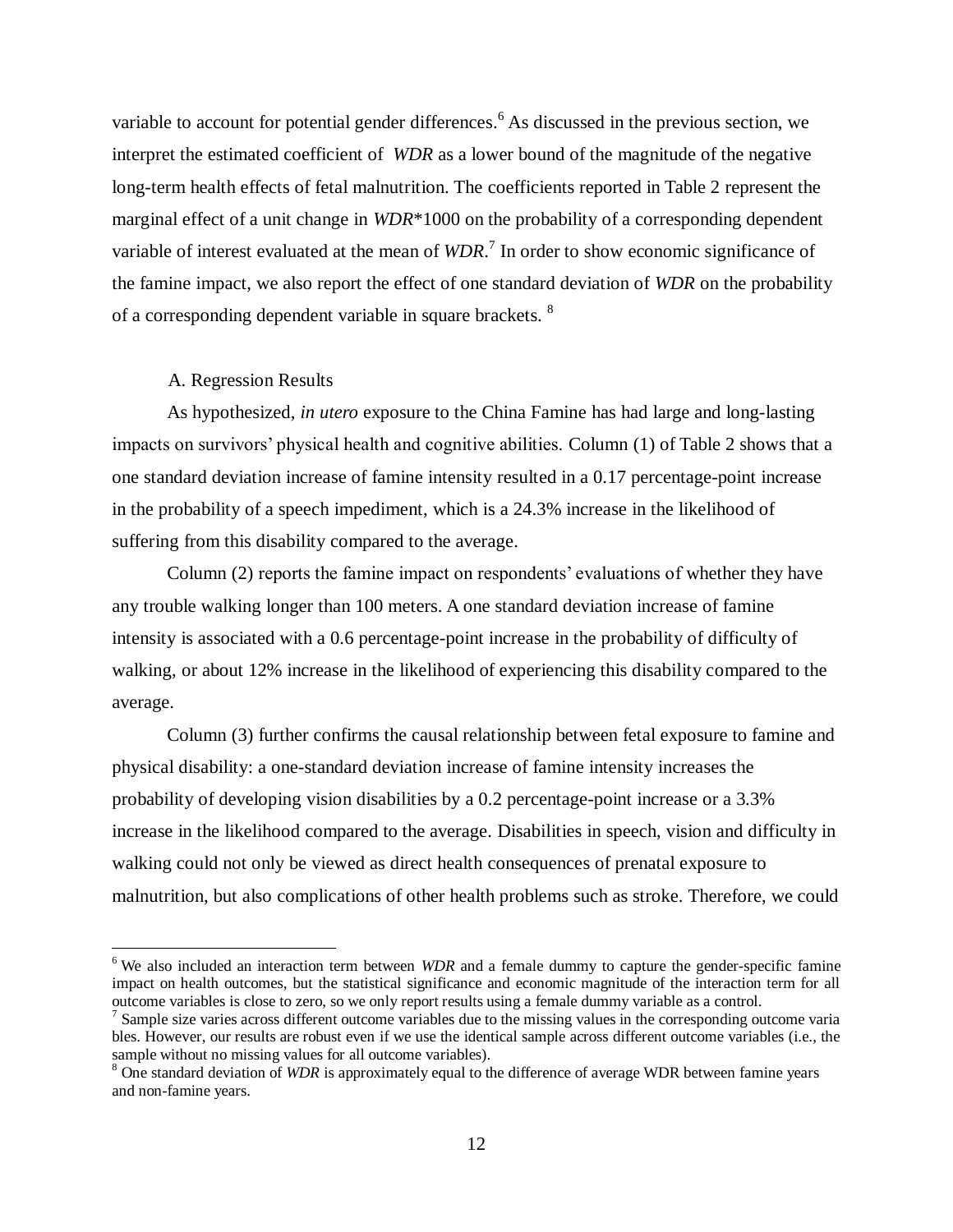variable to account for potential gender differences.[6] As discussed in the previous section, we interpret the estimated coefficient of *WDR* as a lower bound of the magnitude of the negative long-term health effects of fetal malnutrition. The coefficients reported in Table 2 represent the marginal effect of a unit change in *WDR*\*1000 on the probability of a corresponding dependent variable of interest evaluated at the mean of *WDR*.[7] In order to show economic significance of the famine impact, we also report the effect of one standard deviation of *WDR* on the probability of a corresponding dependent variable in square brackets. [8]

A. Regression Results

As hypothesized, *in utero* exposure to the China Famine has had large and long-lasting impacts on survivors' physical health and cognitive abilities. Column (1) of Table 2 shows that a one standard deviation increase of famine intensity resulted in a 0.17 percentage-point increase in the probability of a speech impediment, which is a 24.3% increase in the likelihood of suffering from this disability compared to the average.

Column (2) reports the famine impact on respondents' evaluations of whether they have any trouble walking longer than 100 meters. A one standard deviation increase of famine intensity is associated with a 0.6 percentage-point increase in the probability of difficulty of walking, or about 12% increase in the likelihood of experiencing this disability compared to the average.

Column (3) further confirms the causal relationship between fetal exposure to famine and physical disability: a one-standard deviation increase of famine intensity increases the probability of developing vision disabilities by a 0.2 percentage-point increase or a 3.3% increase in the likelihood compared to the average. Disabilities in speech, vision and difficulty in walking could not only be viewed as direct health consequences of prenatal exposure to malnutrition, but also complications of other health problems such as stroke. Therefore, we could

[6] We also included an interaction term between *WDR* and a female dummy to capture the gender-specific famine impact on health outcomes, but the statistical significance and economic magnitude of the interaction term for all outcome variables is close to zero, so we only report results using a female dummy variable as a control.

[7] Sample size varies across different outcome variables due to the missing values in the corresponding outcome variables. However, our results are robust even if we use the identical sample across different outcome variables (i.e., the sample without no missing values for all outcome variables).

[8] One standard deviation of *WDR* is approximately equal to the difference of average WDR between famine years and non-famine years.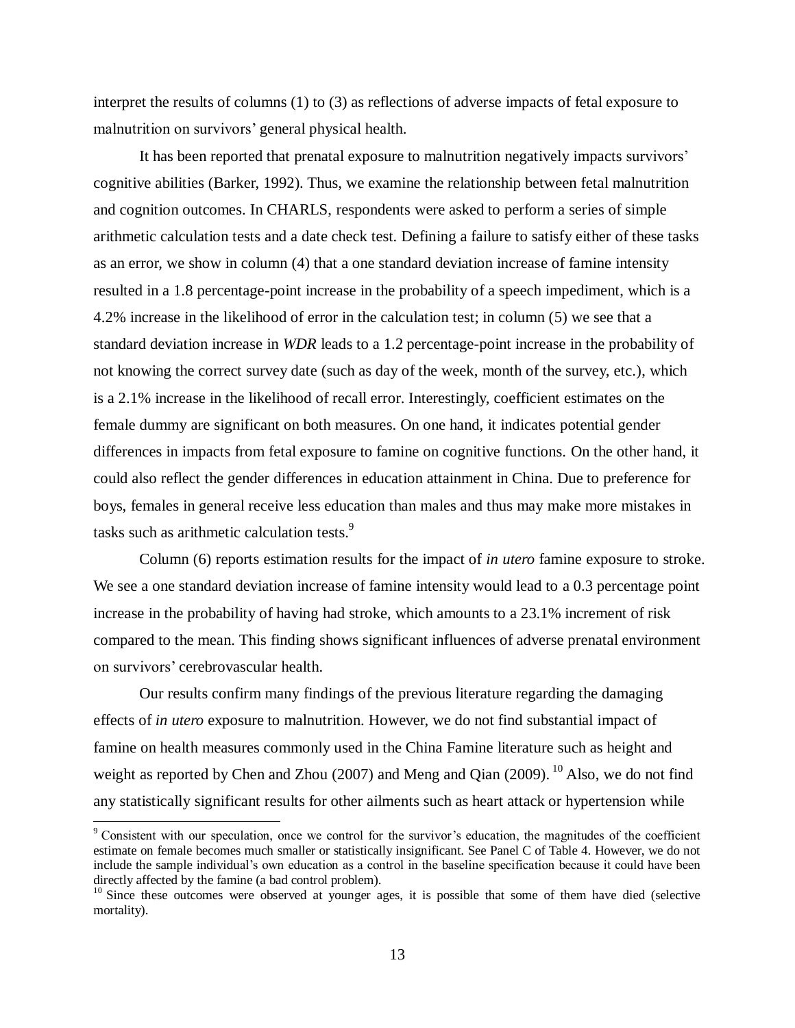interpret the results of columns (1) to (3) as reflections of adverse impacts of fetal exposure to malnutrition on survivors' general physical health.

It has been reported that prenatal exposure to malnutrition negatively impacts survivors' cognitive abilities (Barker, 1992). Thus, we examine the relationship between fetal malnutrition and cognition outcomes. In CHARLS, respondents were asked to perform a series of simple arithmetic calculation tests and a date check test. Defining a failure to satisfy either of these tasks as an error, we show in column (4) that a one standard deviation increase of famine intensity resulted in a 1.8 percentage-point increase in the probability of a speech impediment, which is a 4.2% increase in the likelihood of error in the calculation test; in column (5) we see that a standard deviation increase in *WDR* leads to a 1.2 percentage-point increase in the probability of not knowing the correct survey date (such as day of the week, month of the survey, etc.), which is a 2.1% increase in the likelihood of recall error. Interestingly, coefficient estimates on the female dummy are significant on both measures. On one hand, it indicates potential gender differences in impacts from fetal exposure to famine on cognitive functions. On the other hand, it could also reflect the gender differences in education attainment in China. Due to preference for boys, females in general receive less education than males and thus may make more mistakes in tasks such as arithmetic calculation tests.[9]

Column (6) reports estimation results for the impact of *in utero* famine exposure to stroke. We see a one standard deviation increase of famine intensity would lead to a 0.3 percentage point increase in the probability of having had stroke, which amounts to a 23.1% increment of risk compared to the mean. This finding shows significant influences of adverse prenatal environment on survivors' cerebrovascular health.

Our results confirm many findings of the previous literature regarding the damaging effects of *in utero* exposure to malnutrition. However, we do not find substantial impact of famine on health measures commonly used in the China Famine literature such as height and weight as reported by Chen and Zhou (2007) and Meng and Qian (2009).[10] Also, we do not find any statistically significant results for other ailments such as heart attack or hypertension while

[9] Consistent with our speculation, once we control for the survivor's education, the magnitudes of the coefficient estimate on female becomes much smaller or statistically insignificant. See Panel C of Table 4. However, we do not include the sample individual's own education as a control in the baseline specification because it could have been directly affected by the famine (a bad control problem).

[10] Since these outcomes were observed at younger ages, it is possible that some of them have died (selective mortality).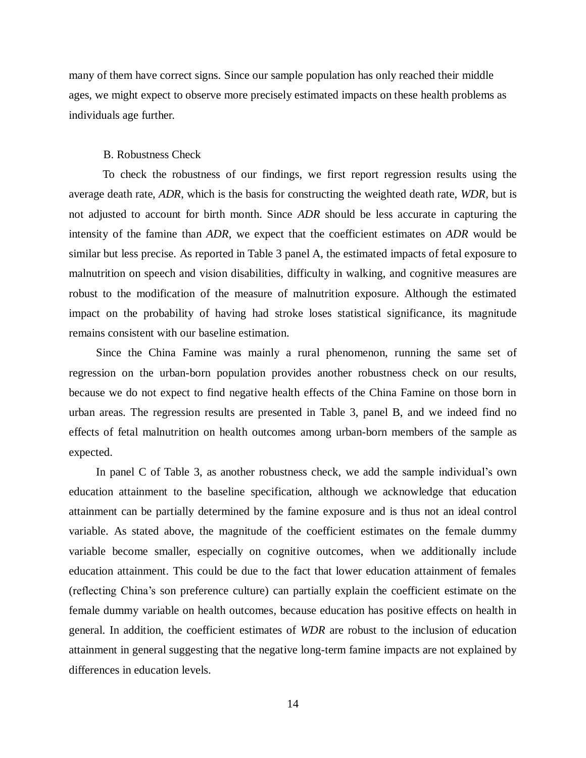many of them have correct signs. Since our sample population has only reached their middle ages, we might expect to observe more precisely estimated impacts on these health problems as individuals age further.

### B. Robustness Check

To check the robustness of our findings, we first report regression results using the average death rate, *ADR*, which is the basis for constructing the weighted death rate, *WDR*, but is not adjusted to account for birth month. Since *ADR* should be less accurate in capturing the intensity of the famine than *ADR*, we expect that the coefficient estimates on *ADR* would be similar but less precise. As reported in Table 3 panel A, the estimated impacts of fetal exposure to malnutrition on speech and vision disabilities, difficulty in walking, and cognitive measures are robust to the modification of the measure of malnutrition exposure. Although the estimated impact on the probability of having had stroke loses statistical significance, its magnitude remains consistent with our baseline estimation.

Since the China Famine was mainly a rural phenomenon, running the same set of regression on the urban-born population provides another robustness check on our results, because we do not expect to find negative health effects of the China Famine on those born in urban areas. The regression results are presented in Table 3, panel B, and we indeed find no effects of fetal malnutrition on health outcomes among urban-born members of the sample as expected.

In panel C of Table 3, as another robustness check, we add the sample individual's own education attainment to the baseline specification, although we acknowledge that education attainment can be partially determined by the famine exposure and is thus not an ideal control variable. As stated above, the magnitude of the coefficient estimates on the female dummy variable become smaller, especially on cognitive outcomes, when we additionally include education attainment. This could be due to the fact that lower education attainment of females (reflecting China's son preference culture) can partially explain the coefficient estimate on the female dummy variable on health outcomes, because education has positive effects on health in general. In addition, the coefficient estimates of *WDR* are robust to the inclusion of education attainment in general suggesting that the negative long-term famine impacts are not explained by differences in education levels.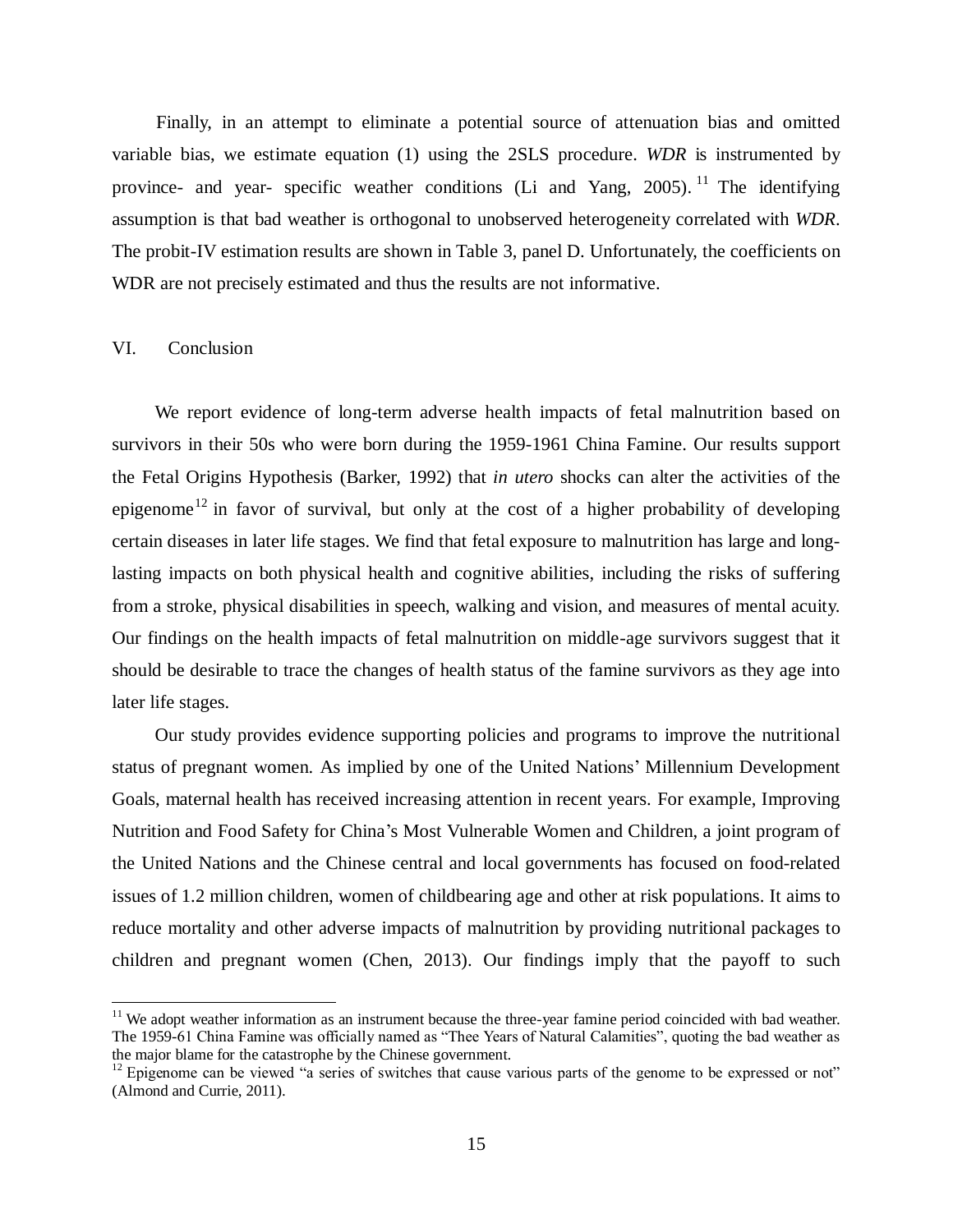Finally, in an attempt to eliminate a potential source of attenuation bias and omitted variable bias, we estimate equation (1) using the 2SLS procedure. *WDR* is instrumented by province- and year- specific weather conditions (Li and Yang, 2005).[11] The identifying assumption is that bad weather is orthogonal to unobserved heterogeneity correlated with *WDR*. The probit-IV estimation results are shown in Table 3, panel D. Unfortunately, the coefficients on WDR are not precisely estimated and thus the results are not informative.

## VI. Conclusion

We report evidence of long-term adverse health impacts of fetal malnutrition based on survivors in their 50s who were born during the 1959-1961 China Famine. Our results support the Fetal Origins Hypothesis (Barker, 1992) that *in utero* shocks can alter the activities of the epigenome[12] in favor of survival, but only at the cost of a higher probability of developing certain diseases in later life stages. We find that fetal exposure to malnutrition has large and long-lasting impacts on both physical health and cognitive abilities, including the risks of suffering from a stroke, physical disabilities in speech, walking and vision, and measures of mental acuity. Our findings on the health impacts of fetal malnutrition on middle-age survivors suggest that it should be desirable to trace the changes of health status of the famine survivors as they age into later life stages.

Our study provides evidence supporting policies and programs to improve the nutritional status of pregnant women. As implied by one of the United Nations' Millennium Development Goals, maternal health has received increasing attention in recent years. For example, Improving Nutrition and Food Safety for China's Most Vulnerable Women and Children, a joint program of the United Nations and the Chinese central and local governments has focused on food-related issues of 1.2 million children, women of childbearing age and other at risk populations. It aims to reduce mortality and other adverse impacts of malnutrition by providing nutritional packages to children and pregnant women (Chen, 2013). Our findings imply that the payoff to such

---

[11] We adopt weather information as an instrument because the three-year famine period coincided with bad weather. The 1959-61 China Famine was officially named as "Thee Years of Natural Calamities", quoting the bad weather as the major blame for the catastrophe by the Chinese government.

[12] Epigenome can be viewed "a series of switches that cause various parts of the genome to be expressed or not" (Almond and Currie, 2011).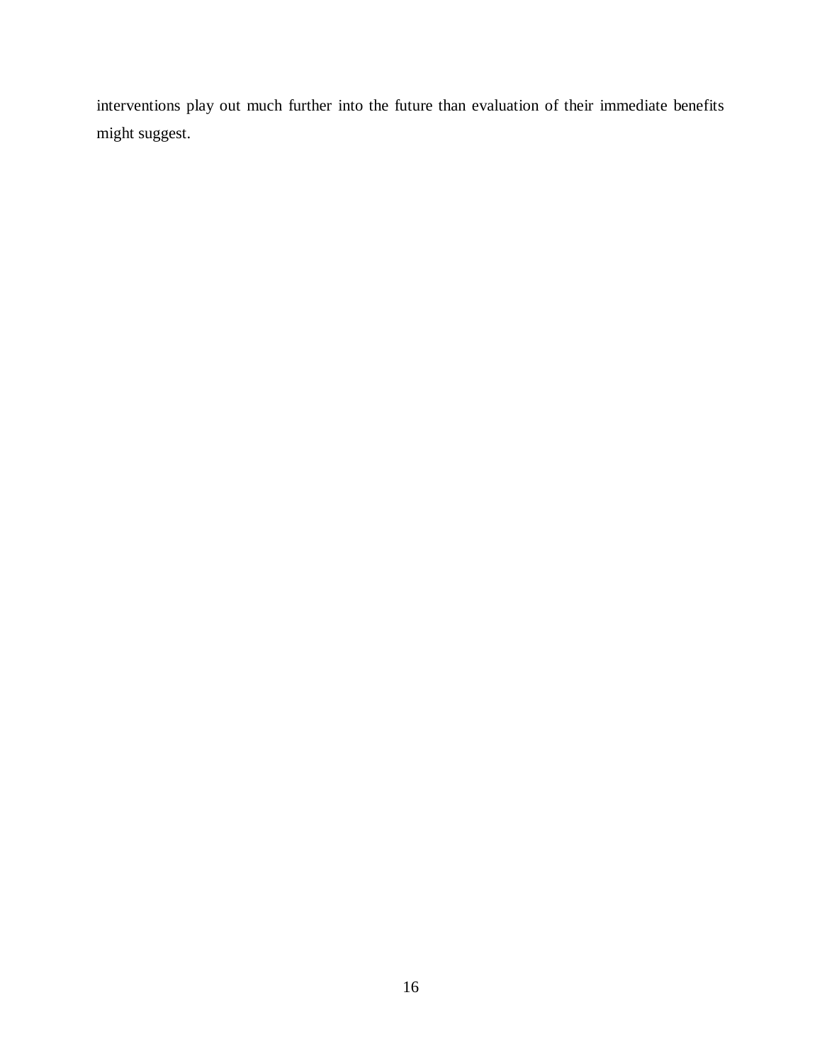interventions play out much further into the future than evaluation of their immediate benefits might suggest.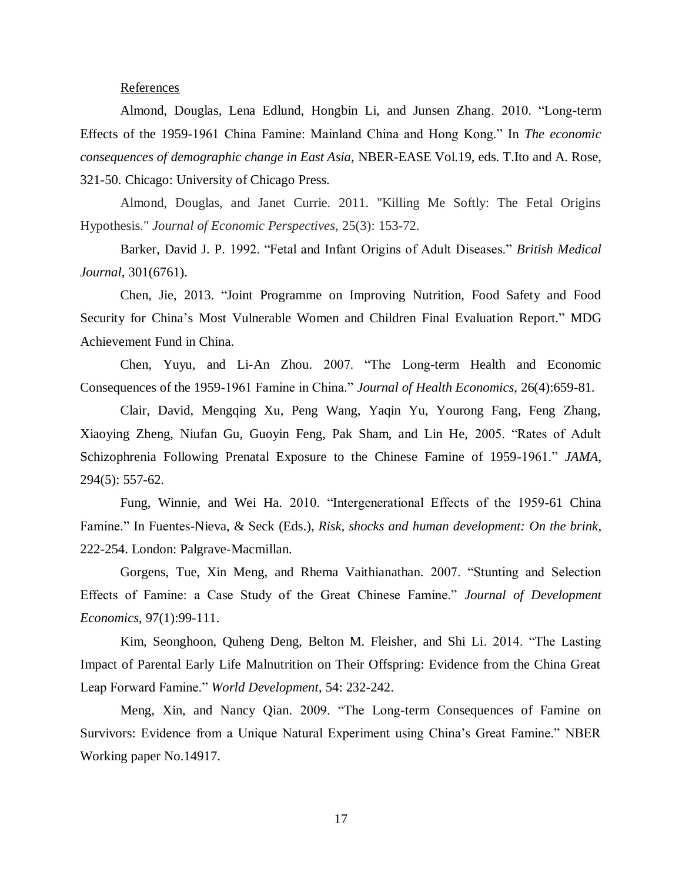References

Almond, Douglas, Lena Edlund, Hongbin Li, and Junsen Zhang. 2010. "Long-term Effects of the 1959-1961 China Famine: Mainland China and Hong Kong." In *The economic consequences of demographic change in East Asia,* NBER-EASE Vol.19, eds. T.Ito and A. Rose, 321-50. Chicago: University of Chicago Press.

Almond, Douglas, and Janet Currie. 2011. "Killing Me Softly: The Fetal Origins Hypothesis." *Journal of Economic Perspectives*, 25(3): 153-72.

Barker, David J. P. 1992. "Fetal and Infant Origins of Adult Diseases." *British Medical Journal*, 301(6761).

Chen, Jie, 2013. "Joint Programme on Improving Nutrition, Food Safety and Food Security for China's Most Vulnerable Women and Children Final Evaluation Report." MDG Achievement Fund in China.

Chen, Yuyu, and Li-An Zhou. 2007. "The Long-term Health and Economic Consequences of the 1959-1961 Famine in China." *Journal of Health Economics*, 26(4):659-81.

Clair, David, Mengqing Xu, Peng Wang, Yaqin Yu, Yourong Fang, Feng Zhang, Xiaoying Zheng, Niufan Gu, Guoyin Feng, Pak Sham, and Lin He, 2005. "Rates of Adult Schizophrenia Following Prenatal Exposure to the Chinese Famine of 1959-1961." *JAMA*, 294(5): 557-62.

Fung, Winnie, and Wei Ha. 2010. "Intergenerational Effects of the 1959-61 China Famine." In Fuentes-Nieva, & Seck (Eds.), *Risk, shocks and human development: On the brink*, 222-254. London: Palgrave-Macmillan.

Gorgens, Tue, Xin Meng, and Rhema Vaithianathan. 2007. "Stunting and Selection Effects of Famine: a Case Study of the Great Chinese Famine." *Journal of Development Economics*, 97(1):99-111.

Kim, Seonghoon, Quheng Deng, Belton M. Fleisher, and Shi Li. 2014. "The Lasting Impact of Parental Early Life Malnutrition on Their Offspring: Evidence from the China Great Leap Forward Famine." *World Development*, 54: 232-242.

Meng, Xin, and Nancy Qian. 2009. "The Long-term Consequences of Famine on Survivors: Evidence from a Unique Natural Experiment using China's Great Famine." NBER Working paper No.14917.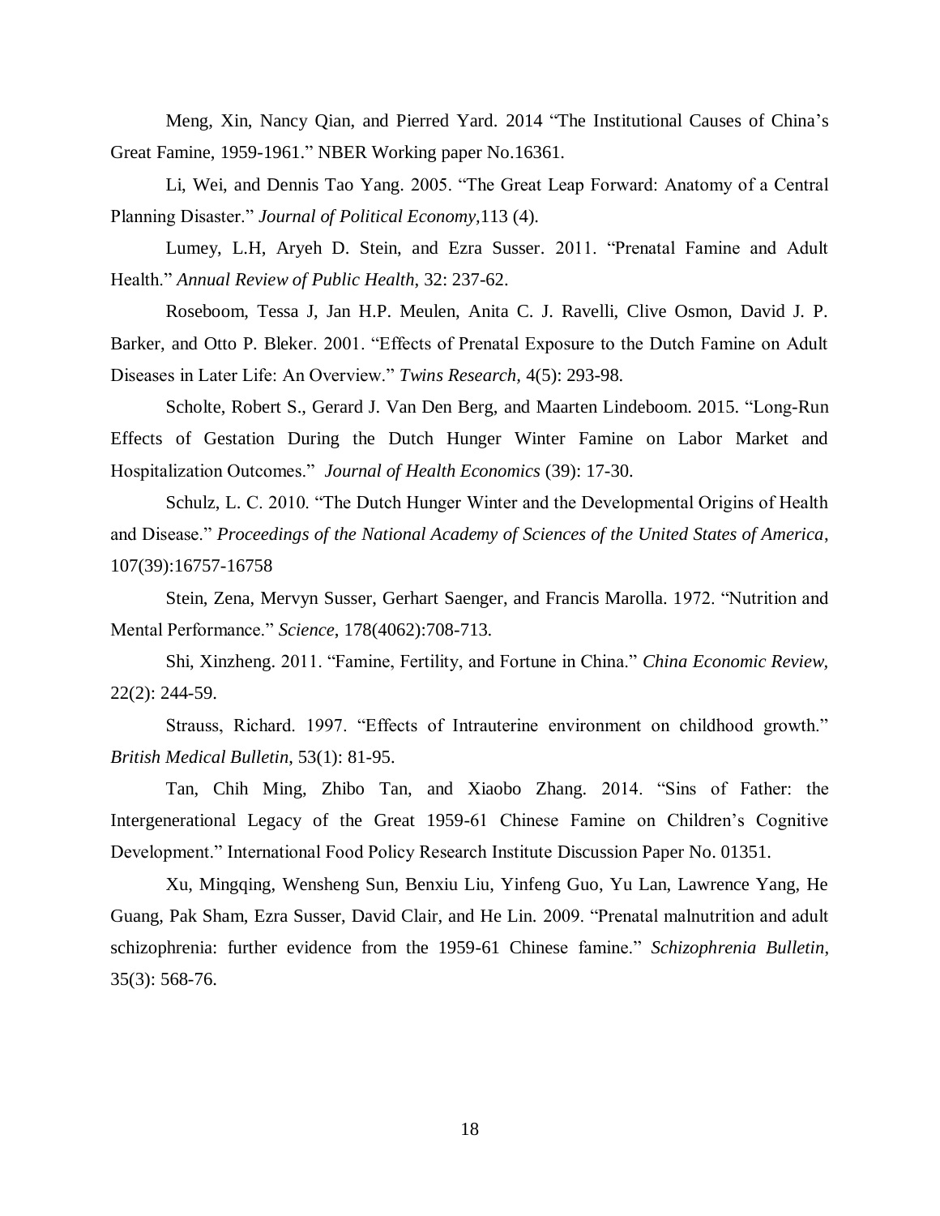Meng, Xin, Nancy Qian, and Pierred Yard. 2014 "The Institutional Causes of China's Great Famine, 1959-1961." NBER Working paper No.16361.

Li, Wei, and Dennis Tao Yang. 2005. "The Great Leap Forward: Anatomy of a Central Planning Disaster." *Journal of Political Economy,*113 (4).

Lumey, L.H, Aryeh D. Stein, and Ezra Susser. 2011. "Prenatal Famine and Adult Health." *Annual Review of Public Health*, 32: 237-62.

Roseboom, Tessa J, Jan H.P. Meulen, Anita C. J. Ravelli, Clive Osmon, David J. P. Barker, and Otto P. Bleker. 2001. "Effects of Prenatal Exposure to the Dutch Famine on Adult Diseases in Later Life: An Overview." *Twins Research,* 4(5): 293-98.

Scholte, Robert S., Gerard J. Van Den Berg, and Maarten Lindeboom. 2015. "Long-Run Effects of Gestation During the Dutch Hunger Winter Famine on Labor Market and Hospitalization Outcomes." *Journal of Health Economics* (39): 17-30.

Schulz, L. C. 2010. "The Dutch Hunger Winter and the Developmental Origins of Health and Disease." *Proceedings of the National Academy of Sciences of the United States of America*, 107(39):16757-16758

Stein, Zena, Mervyn Susser, Gerhart Saenger, and Francis Marolla. 1972. "Nutrition and Mental Performance." *Science,* 178(4062):708-713.

Shi, Xinzheng. 2011. "Famine, Fertility, and Fortune in China." *China Economic Review,* 22(2): 244-59.

Strauss, Richard. 1997. "Effects of Intrauterine environment on childhood growth." *British Medical Bulletin*, 53(1): 81-95.

Tan, Chih Ming, Zhibo Tan, and Xiaobo Zhang. 2014. "Sins of Father: the Intergenerational Legacy of the Great 1959-61 Chinese Famine on Children's Cognitive Development." International Food Policy Research Institute Discussion Paper No. 01351.

Xu, Mingqing, Wensheng Sun, Benxiu Liu, Yinfeng Guo, Yu Lan, Lawrence Yang, He Guang, Pak Sham, Ezra Susser, David Clair, and He Lin. 2009. "Prenatal malnutrition and adult schizophrenia: further evidence from the 1959-61 Chinese famine." *Schizophrenia Bulletin*, 35(3): 568-76.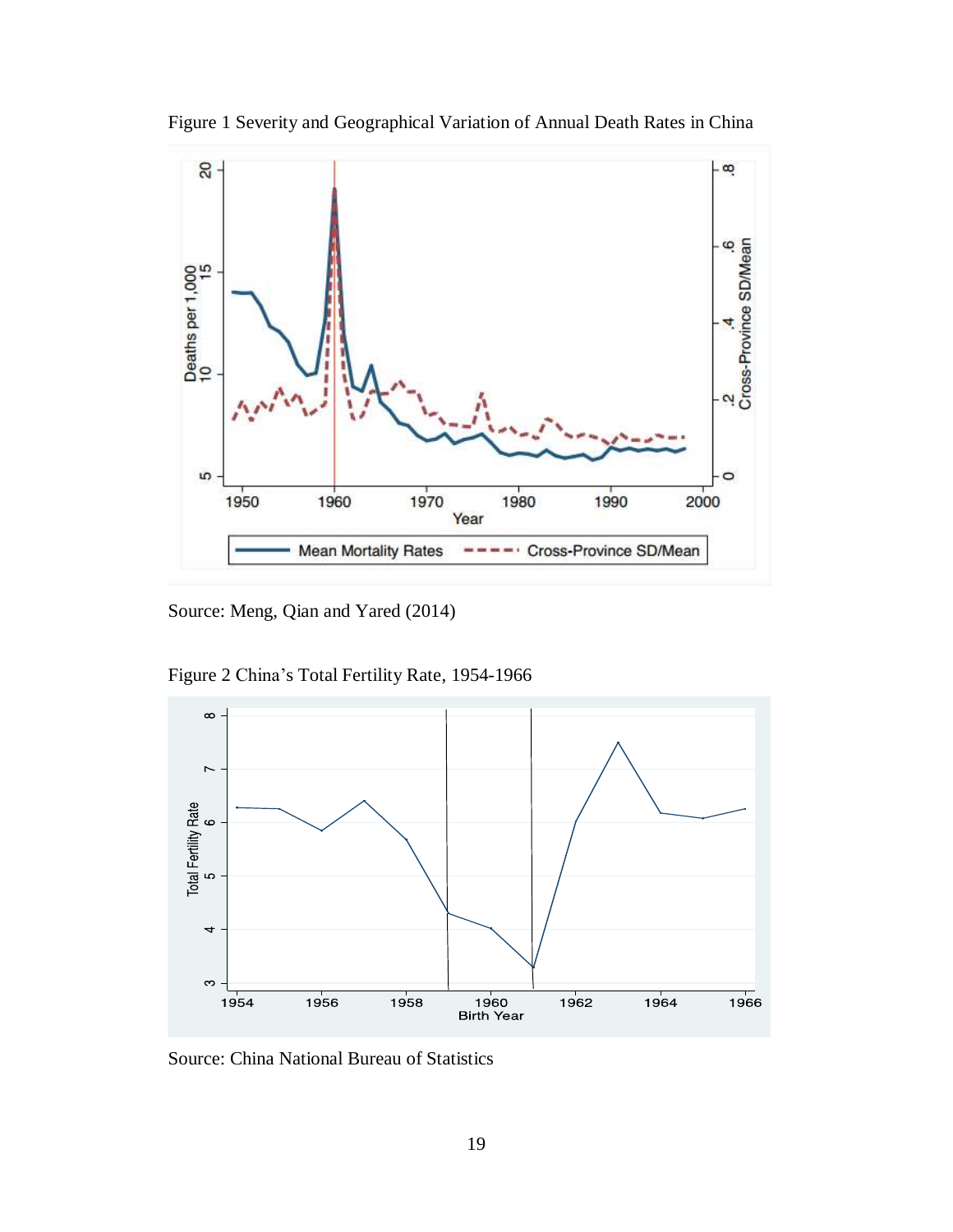Figure 1 Severity and Geographical Variation of Annual Death Rates in China

Source: Meng, Qian and Yared (2014)

Figure 2 China's Total Fertility Rate, 1954-1966

Source: China National Bureau of Statistics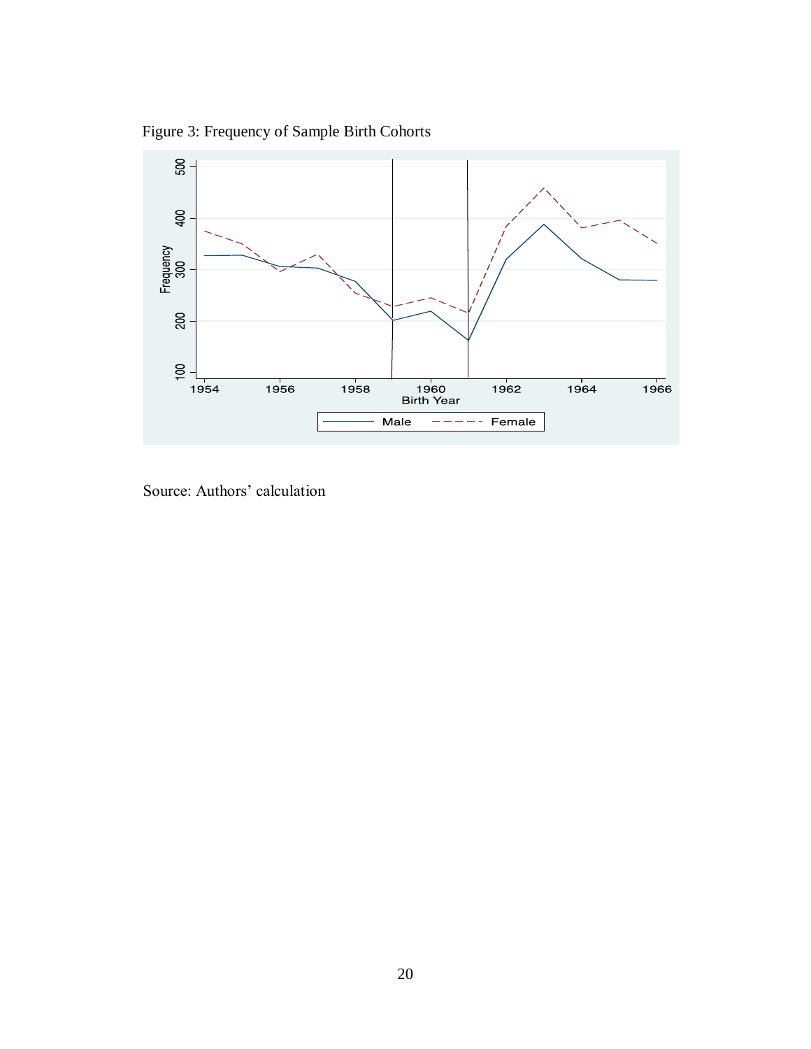Figure 3: Frequency of Sample Birth Cohorts

Source: Authors' calculation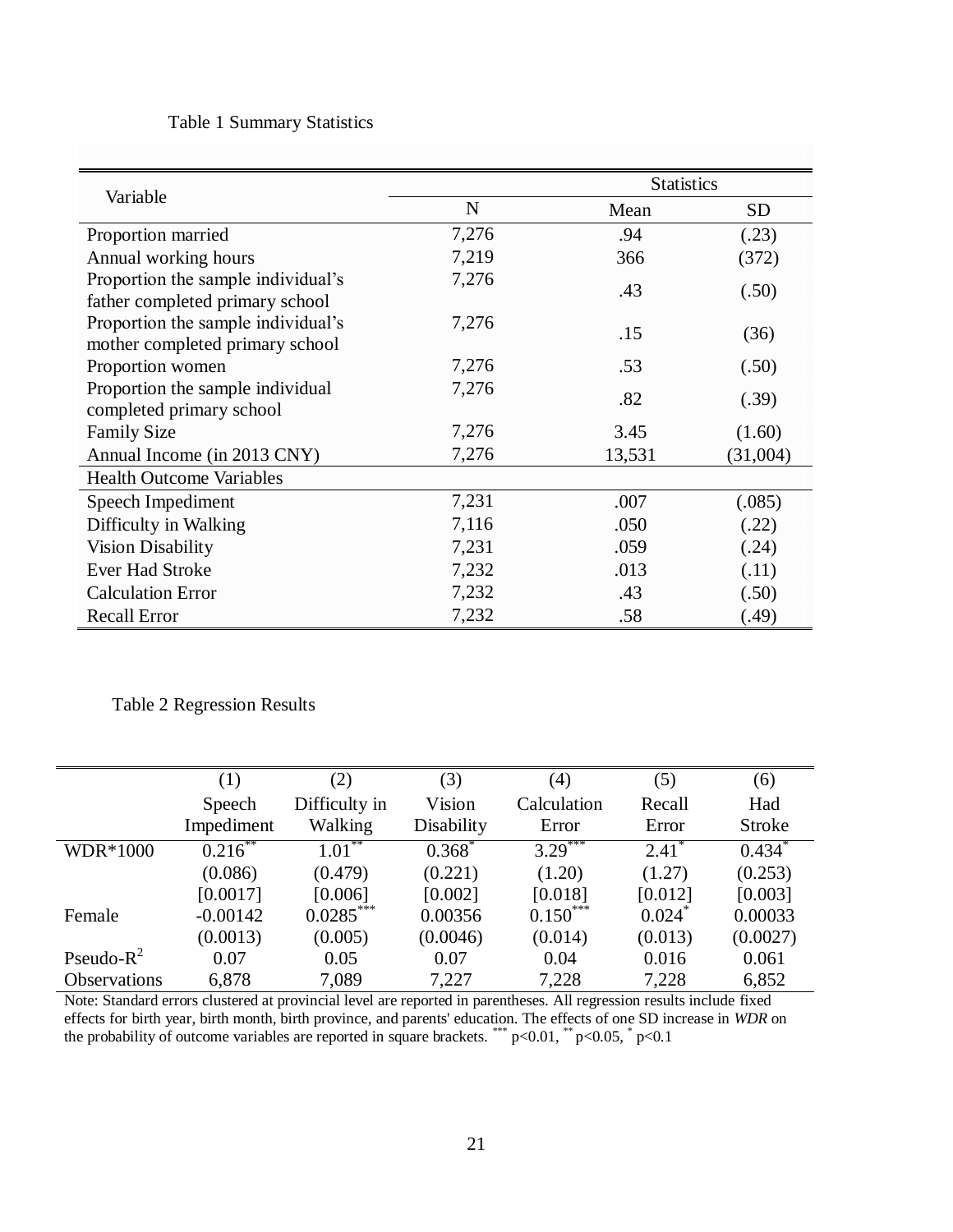Table 1 Summary Statistics

| Variable | Statistics | | |
|---|---|---|---|
| | N | Mean | SD |
| Proportion married | 7,276 | .94 | (.23) |
| Annual working hours | 7,219 | 366 | (372) |
| Proportion the sample individual's father completed primary school | 7,276 | .43 | (.50) |
| Proportion the sample individual's mother completed primary school | 7,276 | .15 | (36) |
| Proportion women | 7,276 | .53 | (.50) |
| Proportion the sample individual completed primary school | 7,276 | .82 | (.39) |
| Family Size | 7,276 | 3.45 | (1.60) |
| Annual Income (in 2013 CNY) | 7,276 | 13,531 | (31,004) |
| Health Outcome Variables | | | |
| Speech Impediment | 7,231 | .007 | (.085) |
| Difficulty in Walking | 7,116 | .050 | (.22) |
| Vision Disability | 7,231 | .059 | (.24) |
| Ever Had Stroke | 7,232 | .013 | (.11) |
| Calculation Error | 7,232 | .43 | (.50) |
| Recall Error | 7,232 | .58 | (.49) |

Table 2 Regression Results

| | (1) | (2) | (3) | (4) | (5) | (6) |
|---|---|---|---|---|---|---|
| | Speech Impediment | Difficulty in Walking | Vision Disability | Calculation Error | Recall Error | Had Stroke |
| WDR*1000 | 0.216** | 1.01** | 0.368* | 3.29*** | 2.41* | 0.434* |
| | (0.086) | (0.479) | (0.221) | (1.20) | (1.27) | (0.253) |
| | [0.0017] | [0.006] | [0.002] | [0.018] | [0.012] | [0.003] |
| Female | -0.00142 | 0.0285*** | 0.00356 | 0.150*** | 0.024* | 0.00033 |
| | (0.0013) | (0.005) | (0.0046) | (0.014) | (0.013) | (0.0027) |
| Pseudo-$R^2$ | 0.07 | 0.05 | 0.07 | 0.04 | 0.016 | 0.061 |
| Observations | 6,878 | 7,089 | 7,227 | 7,228 | 7,228 | 6,852 |

Note: Standard errors clustered at provincial level are reported in parentheses. All regression results include fixed effects for birth year, birth month, birth province, and parents' education. The effects of one SD increase in *WDR* on the probability of outcome variables are reported in square brackets. *** p<0.01, ** p<0.05, * p<0.1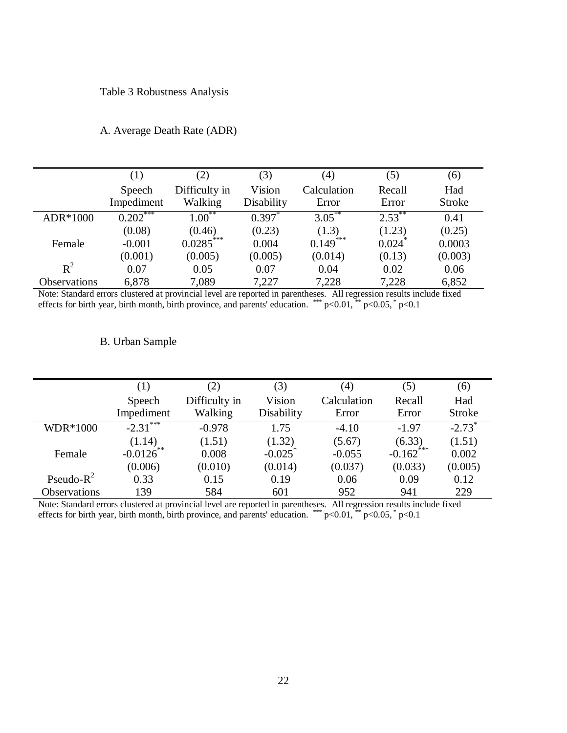Table 3 Robustness Analysis

A. Average Death Rate (ADR)

| | (1) | (2) | (3) | (4) | (5) | (6) |
|---|---|---|---|---|---|---|
| | Speech Impediment | Difficulty in Walking | Vision Disability | Calculation Error | Recall Error | Had Stroke |
| ADR*1000 | 0.202*** | 1.00** | 0.397* | 3.05** | 2.53** | 0.41 |
| | (0.08) | (0.46) | (0.23) | (1.3) | (1.23) | (0.25) |
| Female | -0.001 | 0.0285*** | 0.004 | 0.149*** | 0.024* | 0.0003 |
| | (0.001) | (0.005) | (0.005) | (0.014) | (0.13) | (0.003) |
| $R^2$ | 0.07 | 0.05 | 0.07 | 0.04 | 0.02 | 0.06 |
| Observations | 6,878 | 7,089 | 7,227 | 7,228 | 7,228 | 6,852 |

Note: Standard errors clustered at provincial level are reported in parentheses. All regression results include fixed effects for birth year, birth month, birth province, and parents' education. *** $p<0.01$, ** $p<0.05$, * $p<0.1$

B. Urban Sample

| | (1) | (2) | (3) | (4) | (5) | (6) |
|---|---|---|---|---|---|---|
| | Speech Impediment | Difficulty in Walking | Vision Disability | Calculation Error | Recall Error | Had Stroke |
| WDR*1000 | -2.31*** | -0.978 | 1.75 | -4.10 | -1.97 | -2.73* |
| | (1.14) | (1.51) | (1.32) | (5.67) | (6.33) | (1.51) |
| Female | -0.0126** | 0.008 | -0.025* | -0.055 | -0.162*** | 0.002 |
| | (0.006) | (0.010) | (0.014) | (0.037) | (0.033) | (0.005) |
| Pseudo-$R^2$ | 0.33 | 0.15 | 0.19 | 0.06 | 0.09 | 0.12 |
| Observations | 139 | 584 | 601 | 952 | 941 | 229 |

Note: Standard errors clustered at provincial level are reported in parentheses. All regression results include fixed effects for birth year, birth month, birth province, and parents' education. *** $p<0.01$, ** $p<0.05$, * $p<0.1$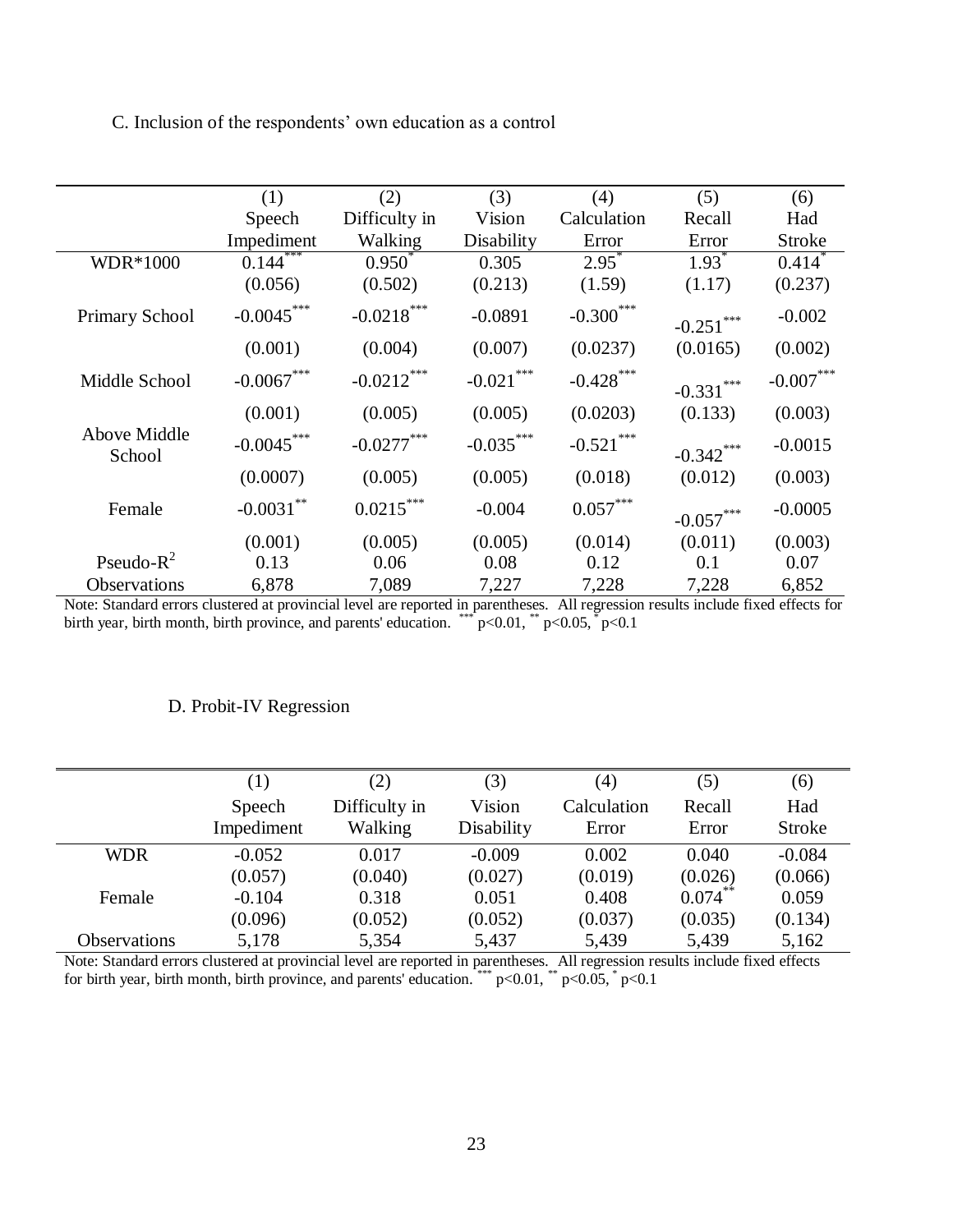C. Inclusion of the respondents' own education as a control

| | (1) Speech Impediment | (2) Difficulty in Walking | (3) Vision Disability | (4) Calculation Error | (5) Recall Error | (6) Had Stroke |
|---|---|---|---|---|---|---|
| WDR*1000 | 0.144*** | 0.950* | 0.305 | 2.95* | 1.93* | 0.414* |
| | (0.056) | (0.502) | (0.213) | (1.59) | (1.17) | (0.237) |
| Primary School | -0.0045*** | -0.0218*** | -0.0891 | -0.300*** | -0.251*** | -0.002 |
| | (0.001) | (0.004) | (0.007) | (0.0237) | (0.0165) | (0.002) |
| Middle School | -0.0067*** | -0.0212*** | -0.021*** | -0.428*** | -0.331*** | -0.007*** |
| | (0.001) | (0.005) | (0.005) | (0.0203) | (0.133) | (0.003) |
| Above Middle School | -0.0045*** | -0.0277*** | -0.035*** | -0.521*** | -0.342*** | -0.0015 |
| | (0.0007) | (0.005) | (0.005) | (0.018) | (0.012) | (0.003) |
| Female | -0.0031** | 0.0215*** | -0.004 | 0.057*** | -0.057*** | -0.0005 |
| | (0.001) | (0.005) | (0.005) | (0.014) | (0.011) | (0.003) |
| Pseudo-$R^2$ | 0.13 | 0.06 | 0.08 | 0.12 | 0.1 | 0.07 |
| Observations | 6,878 | 7,089 | 7,227 | 7,228 | 7,228 | 6,852 |

Note: Standard errors clustered at provincial level are reported in parentheses. All regression results include fixed effects for birth year, birth month, birth province, and parents' education. *** $p<0.01$, ** $p<0.05$, * $p<0.1$

D. Probit-IV Regression

| | (1) Speech Impediment | (2) Difficulty in Walking | (3) Vision Disability | (4) Calculation Error | (5) Recall Error | (6) Had Stroke |
|---|---|---|---|---|---|---|
| WDR | -0.052 | 0.017 | -0.009 | 0.002 | 0.040 | -0.084 |
| | (0.057) | (0.040) | (0.027) | (0.019) | (0.026) | (0.066) |
| Female | -0.104 | 0.318 | 0.051 | 0.408 | 0.074** | 0.059 |
| | (0.096) | (0.052) | (0.052) | (0.037) | (0.035) | (0.134) |
| Observations | 5,178 | 5,354 | 5,437 | 5,439 | 5,439 | 5,162 |

Note: Standard errors clustered at provincial level are reported in parentheses. All regression results include fixed effects for birth year, birth month, birth province, and parents' education. *** $p<0.01$, ** $p<0.05$, * $p<0.1$